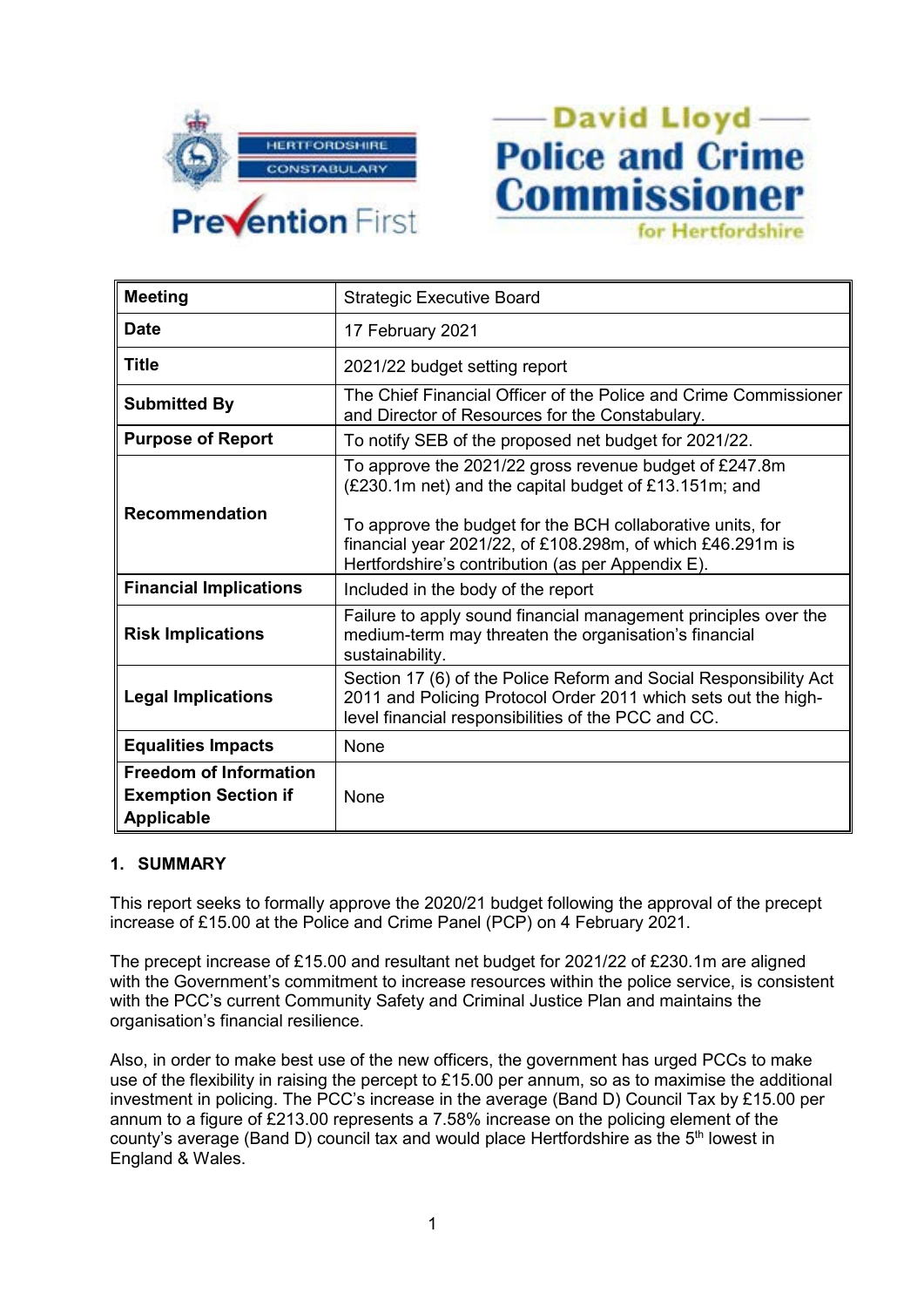| | |
|---|---|
| **Meeting** | Strategic Executive Board |
| **Date** | 17 February 2021 |
| **Title** | 2021/22 budget setting report |
| **Submitted By** | The Chief Financial Officer of the Police and Crime Commissioner and Director of Resources for the Constabulary. |
| **Purpose of Report** | To notify SEB of the proposed net budget for 2021/22. |
| **Recommendation** | To approve the 2021/22 gross revenue budget of £247.8m (£230.1m net) and the capital budget of £13.151m; and<br><br>To approve the budget for the BCH collaborative units, for financial year 2021/22, of £108.298m, of which £46.291m is Hertfordshire's contribution (as per Appendix E). |
| **Financial Implications** | Included in the body of the report |
| **Risk Implications** | Failure to apply sound financial management principles over the medium-term may threaten the organisation's financial sustainability. |
| **Legal Implications** | Section 17 (6) of the Police Reform and Social Responsibility Act 2011 and Policing Protocol Order 2011 which sets out the high-level financial responsibilities of the PCC and CC. |
| **Equalities Impacts** | None |
| **Freedom of Information Exemption Section if Applicable** | None |

## 1. SUMMARY

This report seeks to formally approve the 2020/21 budget following the approval of the precept increase of £15.00 at the Police and Crime Panel (PCP) on 4 February 2021.

The precept increase of £15.00 and resultant net budget for 2021/22 of £230.1m are aligned with the Government's commitment to increase resources within the police service, is consistent with the PCC's current Community Safety and Criminal Justice Plan and maintains the organisation's financial resilience.

Also, in order to make best use of the new officers, the government has urged PCCs to make use of the flexibility in raising the percept to £15.00 per annum, so as to maximise the additional investment in policing. The PCC's increase in the average (Band D) Council Tax by £15.00 per annum to a figure of £213.00 represents a 7.58% increase on the policing element of the county's average (Band D) council tax and would place Hertfordshire as the 5th lowest in England & Wales.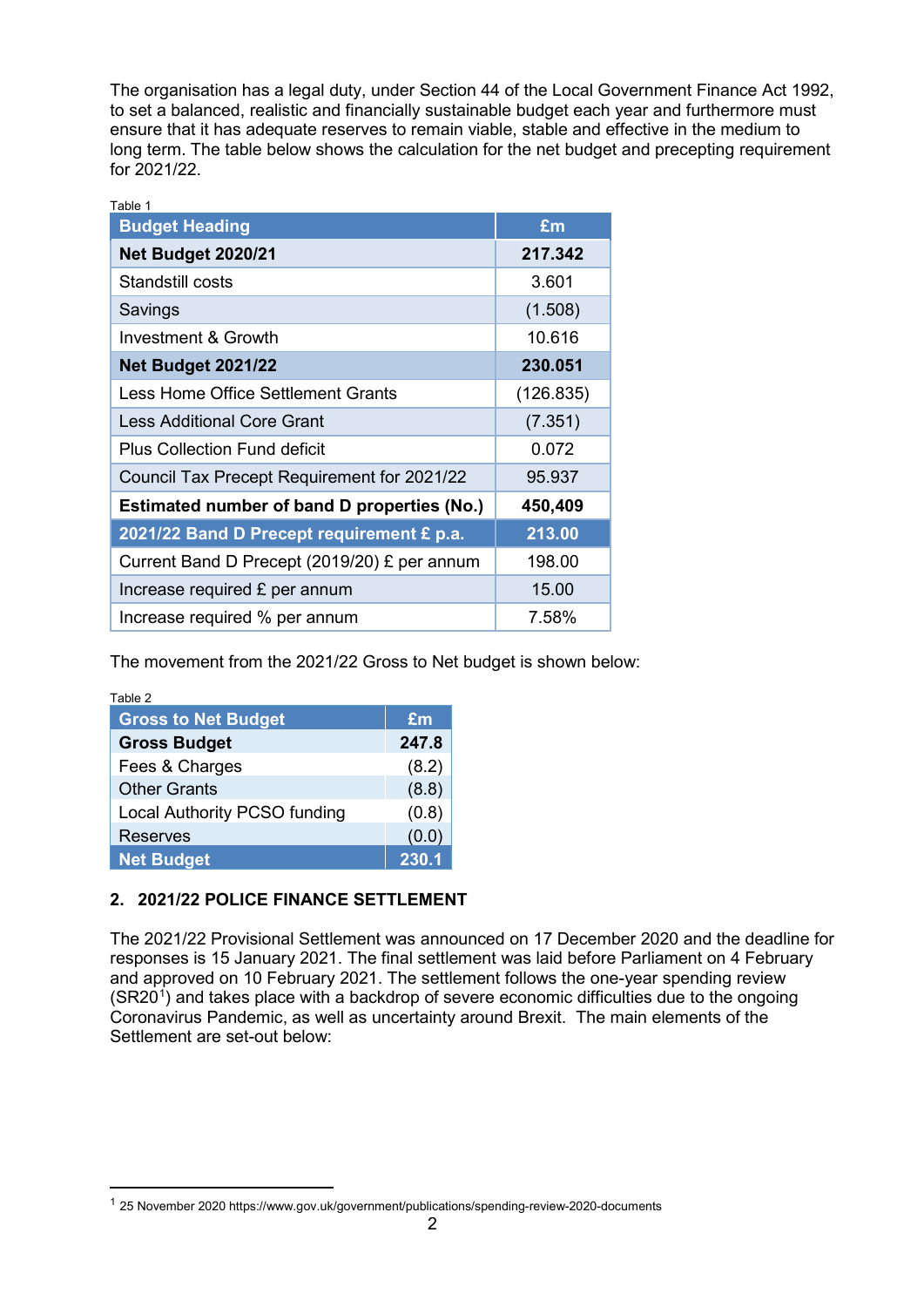The organisation has a legal duty, under Section 44 of the Local Government Finance Act 1992, to set a balanced, realistic and financially sustainable budget each year and furthermore must ensure that it has adequate reserves to remain viable, stable and effective in the medium to long term. The table below shows the calculation for the net budget and precepting requirement for 2021/22.

Table 1

| Budget Heading | £m |
|---|---|
| **Net Budget 2020/21** | **217.342** |
| Standstill costs | 3.601 |
| Savings | (1.508) |
| Investment & Growth | 10.616 |
| **Net Budget 2021/22** | **230.051** |
| Less Home Office Settlement Grants | (126.835) |
| Less Additional Core Grant | (7.351) |
| Plus Collection Fund deficit | 0.072 |
| Council Tax Precept Requirement for 2021/22 | 95.937 |
| **Estimated number of band D properties (No.)** | **450,409** |
| **2021/22 Band D Precept requirement £ p.a.** | **213.00** |
| Current Band D Precept (2019/20) £ per annum | 198.00 |
| Increase required £ per annum | 15.00 |
| Increase required % per annum | 7.58% |

The movement from the 2021/22 Gross to Net budget is shown below:

Table 2

| Gross to Net Budget | £m |
|---|---|
| **Gross Budget** | **247.8** |
| Fees & Charges | (8.2) |
| Other Grants | (8.8) |
| Local Authority PCSO funding | (0.8) |
| Reserves | (0.0) |
| **Net Budget** | **230.1** |

## 2. 2021/22 POLICE FINANCE SETTLEMENT

The 2021/22 Provisional Settlement was announced on 17 December 2020 and the deadline for responses is 15 January 2021. The final settlement was laid before Parliament on 4 February and approved on 10 February 2021. The settlement follows the one-year spending review (SR20[1]) and takes place with a backdrop of severe economic difficulties due to the ongoing Coronavirus Pandemic, as well as uncertainty around Brexit. The main elements of the Settlement are set-out below:

[1] 25 November 2020 https://www.gov.uk/government/publications/spending-review-2020-documents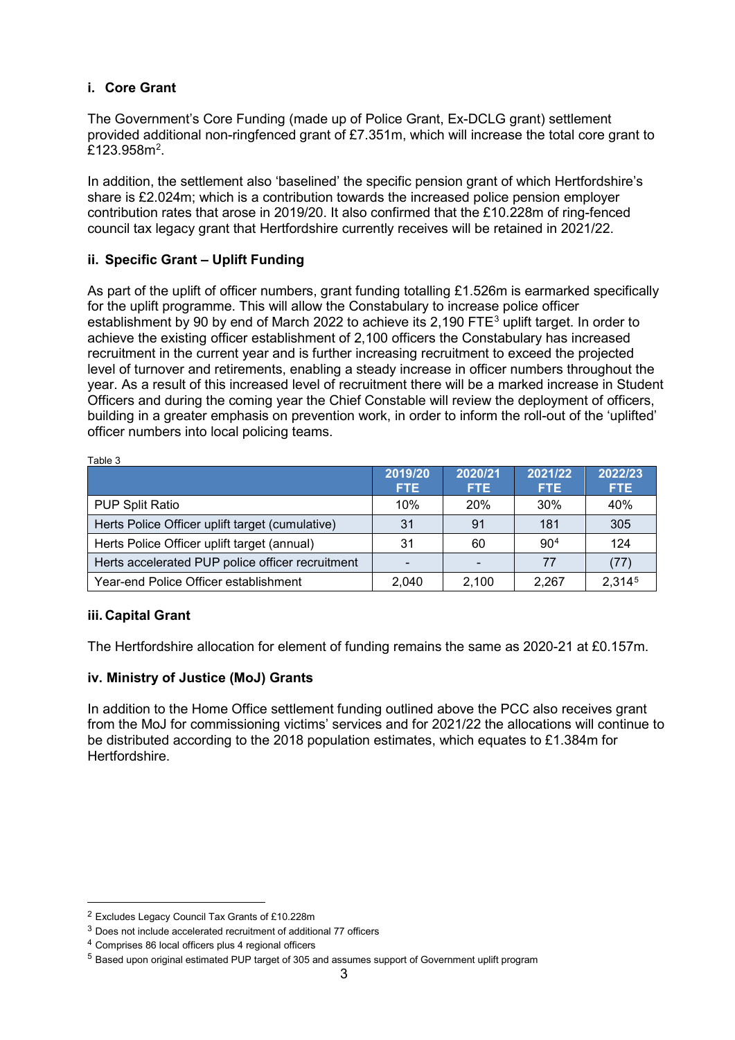### i. Core Grant

The Government's Core Funding (made up of Police Grant, Ex-DCLG grant) settlement provided additional non-ringfenced grant of £7.351m, which will increase the total core grant to £123.958m[2].

In addition, the settlement also 'baselined' the specific pension grant of which Hertfordshire's share is £2.024m; which is a contribution towards the increased police pension employer contribution rates that arose in 2019/20. It also confirmed that the £10.228m of ring-fenced council tax legacy grant that Hertfordshire currently receives will be retained in 2021/22.

### ii. Specific Grant – Uplift Funding

As part of the uplift of officer numbers, grant funding totalling £1.526m is earmarked specifically for the uplift programme. This will allow the Constabulary to increase police officer establishment by 90 by end of March 2022 to achieve its 2,190 FTE[3] uplift target. In order to achieve the existing officer establishment of 2,100 officers the Constabulary has increased recruitment in the current year and is further increasing recruitment to exceed the projected level of turnover and retirements, enabling a steady increase in officer numbers throughout the year. As a result of this increased level of recruitment there will be a marked increase in Student Officers and during the coming year the Chief Constable will review the deployment of officers, building in a greater emphasis on prevention work, in order to inform the roll-out of the 'uplifted' officer numbers into local policing teams.

Table 3

| | 2019/20 FTE | 2020/21 FTE | 2021/22 FTE | 2022/23 FTE |
|---|---|---|---|---|
| PUP Split Ratio | 10% | 20% | 30% | 40% |
| Herts Police Officer uplift target (cumulative) | 31 | 91 | 181 | 305 |
| Herts Police Officer uplift target (annual) | 31 | 60 | 90[4] | 124 |
| Herts accelerated PUP police officer recruitment | - | - | 77 | (77) |
| Year-end Police Officer establishment | 2,040 | 2,100 | 2,267 | 2,314[5] |

### iii. Capital Grant

The Hertfordshire allocation for element of funding remains the same as 2020-21 at £0.157m.

### iv. Ministry of Justice (MoJ) Grants

In addition to the Home Office settlement funding outlined above the PCC also receives grant from the MoJ for commissioning victims' services and for 2021/22 the allocations will continue to be distributed according to the 2018 population estimates, which equates to £1.384m for Hertfordshire.

---

[2] Excludes Legacy Council Tax Grants of £10.228m

[3] Does not include accelerated recruitment of additional 77 officers

[4] Comprises 86 local officers plus 4 regional officers

[5] Based upon original estimated PUP target of 305 and assumes support of Government uplift program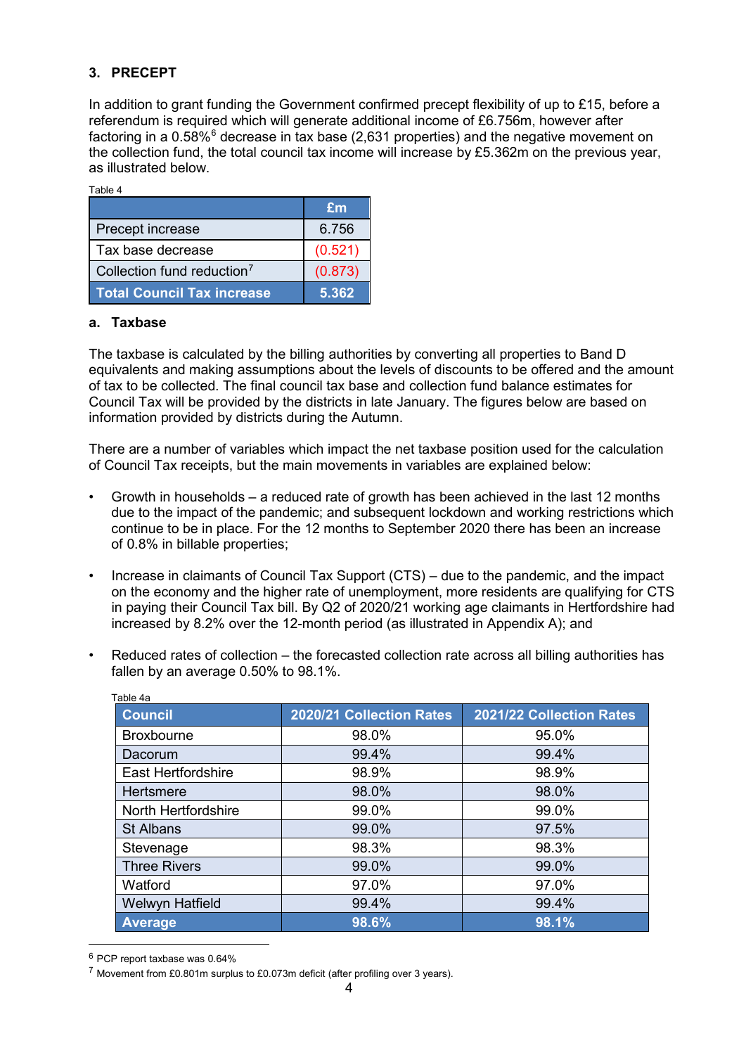## 3. PRECEPT

In addition to grant funding the Government confirmed precept flexibility of up to £15, before a referendum is required which will generate additional income of £6.756m, however after factoring in a 0.58%[6] decrease in tax base (2,631 properties) and the negative movement on the collection fund, the total council tax income will increase by £5.362m on the previous year, as illustrated below.

Table 4

| | £m |
|---|---|
| Precept increase | 6.756 |
| Tax base decrease | (0.521) |
| Collection fund reduction[7] | (0.873) |
| **Total Council Tax increase** | **5.362** |

### a. Taxbase

The taxbase is calculated by the billing authorities by converting all properties to Band D equivalents and making assumptions about the levels of discounts to be offered and the amount of tax to be collected. The final council tax base and collection fund balance estimates for Council Tax will be provided by the districts in late January. The figures below are based on information provided by districts during the Autumn.

There are a number of variables which impact the net taxbase position used for the calculation of Council Tax receipts, but the main movements in variables are explained below:

- Growth in households – a reduced rate of growth has been achieved in the last 12 months due to the impact of the pandemic; and subsequent lockdown and working restrictions which continue to be in place. For the 12 months to September 2020 there has been an increase of 0.8% in billable properties;

- Increase in claimants of Council Tax Support (CTS) – due to the pandemic, and the impact on the economy and the higher rate of unemployment, more residents are qualifying for CTS in paying their Council Tax bill. By Q2 of 2020/21 working age claimants in Hertfordshire had increased by 8.2% over the 12-month period (as illustrated in Appendix A); and

- Reduced rates of collection – the forecasted collection rate across all billing authorities has fallen by an average 0.50% to 98.1%.

Table 4a

| Council | 2020/21 Collection Rates | 2021/22 Collection Rates |
|---|---|---|
| Broxbourne | 98.0% | 95.0% |
| Dacorum | 99.4% | 99.4% |
| East Hertfordshire | 98.9% | 98.9% |
| Hertsmere | 98.0% | 98.0% |
| North Hertfordshire | 99.0% | 99.0% |
| St Albans | 99.0% | 97.5% |
| Stevenage | 98.3% | 98.3% |
| Three Rivers | 99.0% | 99.0% |
| Watford | 97.0% | 97.0% |
| Welwyn Hatfield | 99.4% | 99.4% |
| **Average** | **98.6%** | **98.1%** |

[6] PCP report taxbase was 0.64%

[7] Movement from £0.801m surplus to £0.073m deficit (after profiling over 3 years).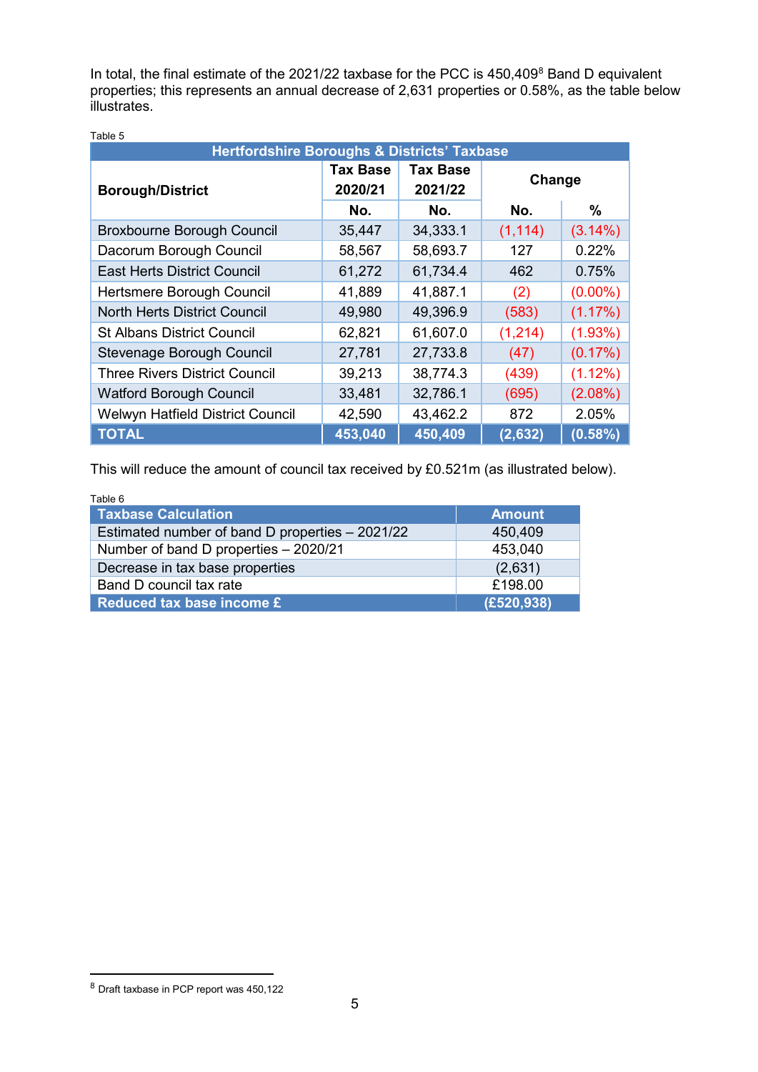In total, the final estimate of the 2021/22 taxbase for the PCC is 450,409[8] Band D equivalent properties; this represents an annual decrease of 2,631 properties or 0.58%, as the table below illustrates.

Table 5

| Hertfordshire Boroughs & Districts' Taxbase | | | | |
|---|---|---|---|---|
| **Borough/District** | **Tax Base 2020/21** | **Tax Base 2021/22** | **Change** | |
| | **No.** | **No.** | **No.** | **%** |
| Broxbourne Borough Council | 35,447 | 34,333.1 | (1,114) | (3.14%) |
| Dacorum Borough Council | 58,567 | 58,693.7 | 127 | 0.22% |
| East Herts District Council | 61,272 | 61,734.4 | 462 | 0.75% |
| Hertsmere Borough Council | 41,889 | 41,887.1 | (2) | (0.00%) |
| North Herts District Council | 49,980 | 49,396.9 | (583) | (1.17%) |
| St Albans District Council | 62,821 | 61,607.0 | (1,214) | (1.93%) |
| Stevenage Borough Council | 27,781 | 27,733.8 | (47) | (0.17%) |
| Three Rivers District Council | 39,213 | 38,774.3 | (439) | (1.12%) |
| Watford Borough Council | 33,481 | 32,786.1 | (695) | (2.08%) |
| Welwyn Hatfield District Council | 42,590 | 43,462.2 | 872 | 2.05% |
| **TOTAL** | **453,040** | **450,409** | **(2,632)** | **(0.58%)** |

This will reduce the amount of council tax received by £0.521m (as illustrated below).

Table 6

| Taxbase Calculation | Amount |
|---|---|
| Estimated number of band D properties – 2021/22 | 450,409 |
| Number of band D properties – 2020/21 | 453,040 |
| Decrease in tax base properties | (2,631) |
| Band D council tax rate | £198.00 |
| **Reduced tax base income £** | **(£520,938)** |

[8] Draft taxbase in PCP report was 450,122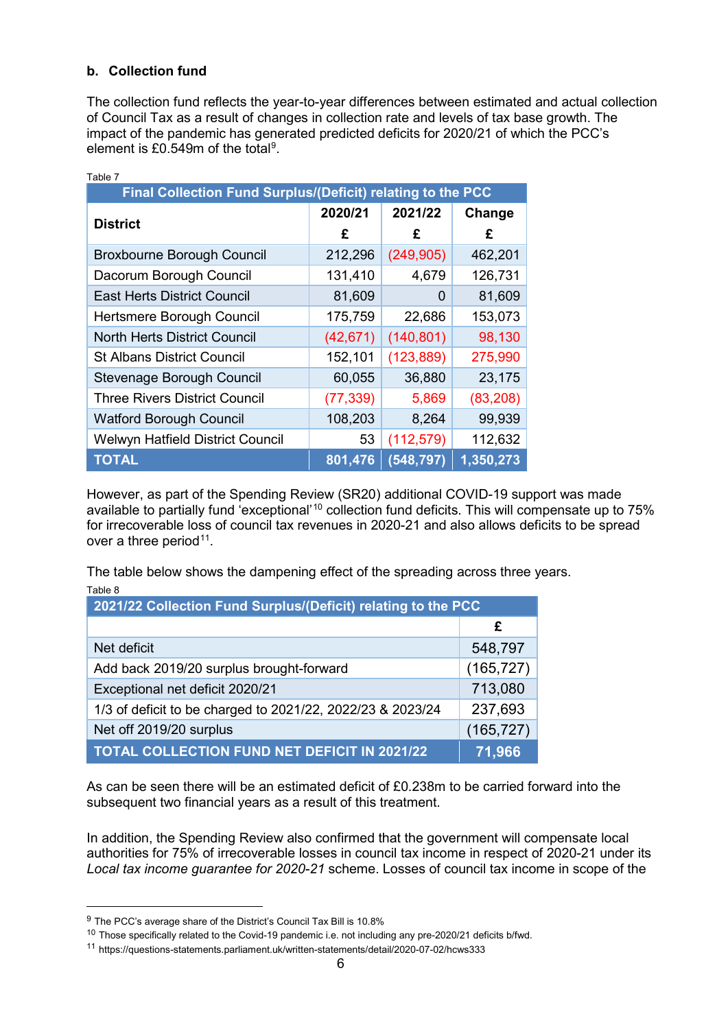**b. Collection fund**

The collection fund reflects the year-to-year differences between estimated and actual collection of Council Tax as a result of changes in collection rate and levels of tax base growth. The impact of the pandemic has generated predicted deficits for 2020/21 of which the PCC's element is £0.549m of the total[9].

Table 7

| Final Collection Fund Surplus/(Deficit) relating to the PCC | | | |
|---|---|---|---|
| District | 2020/21 £ | 2021/22 £ | Change £ |
| Broxbourne Borough Council | 212,296 | (249,905) | 462,201 |
| Dacorum Borough Council | 131,410 | 4,679 | 126,731 |
| East Herts District Council | 81,609 | 0 | 81,609 |
| Hertsmere Borough Council | 175,759 | 22,686 | 153,073 |
| North Herts District Council | (42,671) | (140,801) | 98,130 |
| St Albans District Council | 152,101 | (123,889) | 275,990 |
| Stevenage Borough Council | 60,055 | 36,880 | 23,175 |
| Three Rivers District Council | (77,339) | 5,869 | (83,208) |
| Watford Borough Council | 108,203 | 8,264 | 99,939 |
| Welwyn Hatfield District Council | 53 | (112,579) | 112,632 |
| **TOTAL** | **801,476** | **(548,797)** | **1,350,273** |

However, as part of the Spending Review (SR20) additional COVID-19 support was made available to partially fund 'exceptional'[10] collection fund deficits. This will compensate up to 75% for irrecoverable loss of council tax revenues in 2020-21 and also allows deficits to be spread over a three period[11].

The table below shows the dampening effect of the spreading across three years.

Table 8

| 2021/22 Collection Fund Surplus/(Deficit) relating to the PCC | |
|---|---|
| | £ |
| Net deficit | 548,797 |
| Add back 2019/20 surplus brought-forward | (165,727) |
| Exceptional net deficit 2020/21 | 713,080 |
| 1/3 of deficit to be charged to 2021/22, 2022/23 & 2023/24 | 237,693 |
| Net off 2019/20 surplus | (165,727) |
| **TOTAL COLLECTION FUND NET DEFICIT IN 2021/22** | **71,966** |

As can be seen there will be an estimated deficit of £0.238m to be carried forward into the subsequent two financial years as a result of this treatment.

In addition, the Spending Review also confirmed that the government will compensate local authorities for 75% of irrecoverable losses in council tax income in respect of 2020-21 under its *Local tax income guarantee for 2020-21* scheme. Losses of council tax income in scope of the

[9] The PCC's average share of the District's Council Tax Bill is 10.8%

[10] Those specifically related to the Covid-19 pandemic i.e. not including any pre-2020/21 deficits b/fwd.

[11] https://questions-statements.parliament.uk/written-statements/detail/2020-07-02/hcws333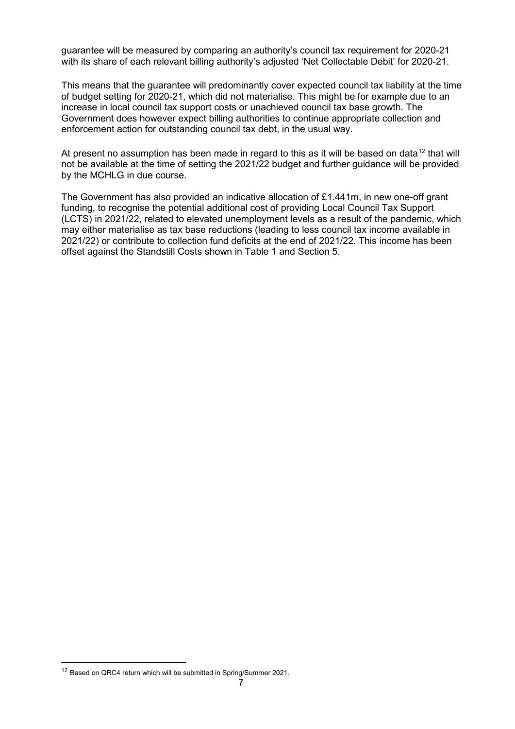guarantee will be measured by comparing an authority's council tax requirement for 2020-21 with its share of each relevant billing authority's adjusted 'Net Collectable Debit' for 2020-21.

This means that the guarantee will predominantly cover expected council tax liability at the time of budget setting for 2020-21, which did not materialise. This might be for example due to an increase in local council tax support costs or unachieved council tax base growth. The Government does however expect billing authorities to continue appropriate collection and enforcement action for outstanding council tax debt, in the usual way.

At present no assumption has been made in regard to this as it will be based on data[12] that will not be available at the time of setting the 2021/22 budget and further guidance will be provided by the MCHLG in due course.

The Government has also provided an indicative allocation of £1.441m, in new one-off grant funding, to recognise the potential additional cost of providing Local Council Tax Support (LCTS) in 2021/22, related to elevated unemployment levels as a result of the pandemic, which may either materialise as tax base reductions (leading to less council tax income available in 2021/22) or contribute to collection fund deficits at the end of 2021/22. This income has been offset against the Standstill Costs shown in Table 1 and Section 5.

[12] Based on QRC4 return which will be submitted in Spring/Summer 2021.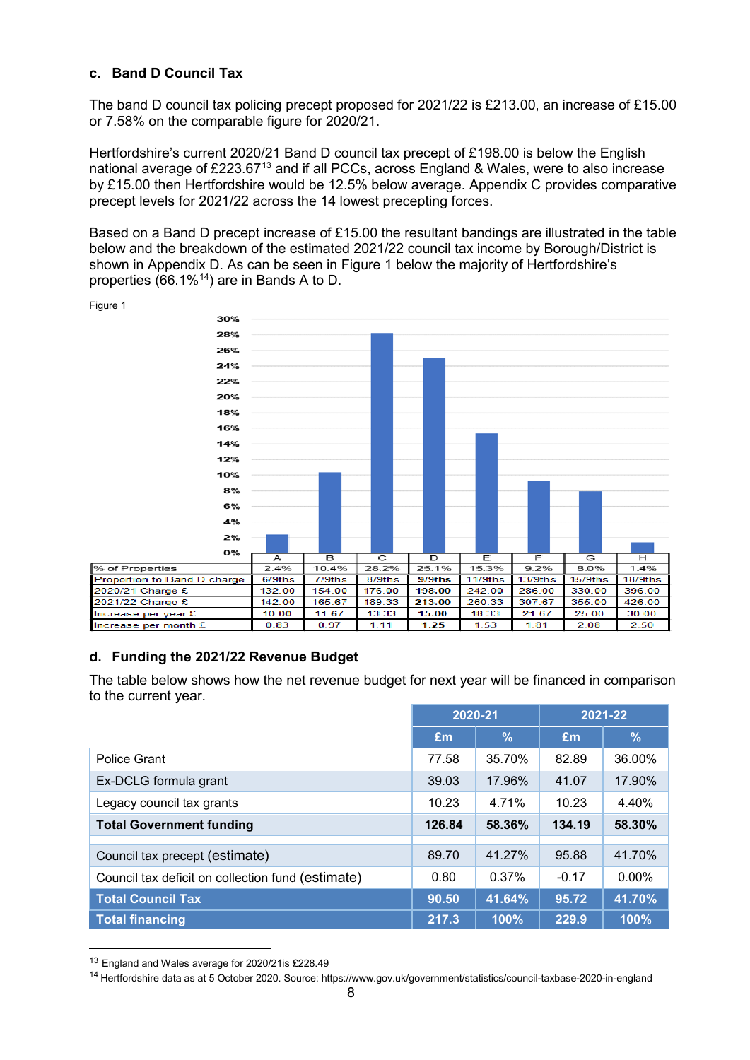### c. Band D Council Tax

The band D council tax policing precept proposed for 2021/22 is £213.00, an increase of £15.00 or 7.58% on the comparable figure for 2020/21.

Hertfordshire's current 2020/21 Band D council tax precept of £198.00 is below the English national average of £223.67[13] and if all PCCs, across England & Wales, were to also increase by £15.00 then Hertfordshire would be 12.5% below average. Appendix C provides comparative precept levels for 2021/22 across the 14 lowest precepting forces.

Based on a Band D precept increase of £15.00 the resultant bandings are illustrated in the table below and the breakdown of the estimated 2021/22 council tax income by Borough/District is shown in Appendix D. As can be seen in Figure 1 below the majority of Hertfordshire's properties (66.1%[14]) are in Bands A to D.

Figure 1

30%
28%
26%
24%
22%
20%
18%
16%
14%
12%
10%
8%
6%
4%
2%
0%

| | A | B | C | D | E | F | G | H |
|---|---|---|---|---|---|---|---|---|
| % of Properties | 2.4% | 10.4% | 28.2% | 25.1% | 15.3% | 9.2% | 8.0% | 1.4% |
| Proportion to Band D charge | 6/9ths | 7/9ths | 8/9ths | **9/9ths** | 11/9ths | 13/9ths | 15/9ths | 18/9ths |
| 2020/21 Charge £ | 132.00 | 154.00 | 176.00 | **198.00** | 242.00 | 286.00 | 330.00 | 396.00 |
| 2021/22 Charge £ | 142.00 | 165.67 | 189.33 | **213.00** | 260.33 | 307.67 | 355.00 | 426.00 |
| Increase per year £ | 10.00 | 11.67 | 13.33 | **15.00** | 18.33 | 21.67 | 25.00 | 30.00 |
| Increase per month £ | 0.83 | 0.97 | 1.11 | **1.25** | 1.53 | 1.81 | 2.08 | 2.50 |

### d. Funding the 2021/22 Revenue Budget

The table below shows how the net revenue budget for next year will be financed in comparison to the current year.

| | 2020-21 | | 2021-22 | |
|---|---|---|---|---|
| | £m | % | £m | % |
| Police Grant | 77.58 | 35.70% | 82.89 | 36.00% |
| Ex-DCLG formula grant | 39.03 | 17.96% | 41.07 | 17.90% |
| Legacy council tax grants | 10.23 | 4.71% | 10.23 | 4.40% |
| **Total Government funding** | **126.84** | **58.36%** | **134.19** | **58.30%** |
| | | | | |
| Council tax precept (estimate) | 89.70 | 41.27% | 95.88 | 41.70% |
| Council tax deficit on collection fund (estimate) | 0.80 | 0.37% | -0.17 | 0.00% |
| **Total Council Tax** | **90.50** | **41.64%** | **95.72** | **41.70%** |
| **Total financing** | **217.3** | **100%** | **229.9** | **100%** |

---

[13] England and Wales average for 2020/21is £228.49

[14] Hertfordshire data as at 5 October 2020. Source: https://www.gov.uk/government/statistics/council-taxbase-2020-in-england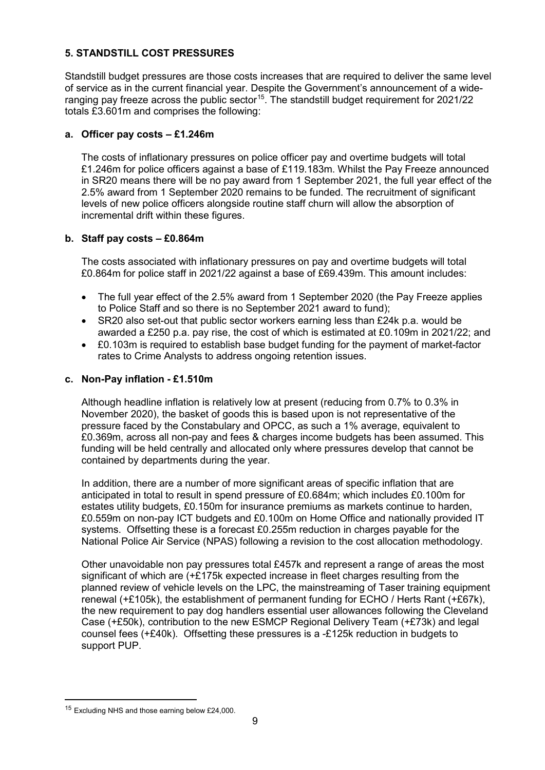## 5. STANDSTILL COST PRESSURES

Standstill budget pressures are those costs increases that are required to deliver the same level of service as in the current financial year. Despite the Government's announcement of a wide-ranging pay freeze across the public sector[15]. The standstill budget requirement for 2021/22 totals £3.601m and comprises the following:

### a. Officer pay costs – £1.246m

The costs of inflationary pressures on police officer pay and overtime budgets will total £1.246m for police officers against a base of £119.183m. Whilst the Pay Freeze announced in SR20 means there will be no pay award from 1 September 2021, the full year effect of the 2.5% award from 1 September 2020 remains to be funded. The recruitment of significant levels of new police officers alongside routine staff churn will allow the absorption of incremental drift within these figures.

### b. Staff pay costs – £0.864m

The costs associated with inflationary pressures on pay and overtime budgets will total £0.864m for police staff in 2021/22 against a base of £69.439m. This amount includes:

- The full year effect of the 2.5% award from 1 September 2020 (the Pay Freeze applies to Police Staff and so there is no September 2021 award to fund);
- SR20 also set-out that public sector workers earning less than £24k p.a. would be awarded a £250 p.a. pay rise, the cost of which is estimated at £0.109m in 2021/22; and
- £0.103m is required to establish base budget funding for the payment of market-factor rates to Crime Analysts to address ongoing retention issues.

### c. Non-Pay inflation - £1.510m

Although headline inflation is relatively low at present (reducing from 0.7% to 0.3% in November 2020), the basket of goods this is based upon is not representative of the pressure faced by the Constabulary and OPCC, as such a 1% average, equivalent to £0.369m, across all non-pay and fees & charges income budgets has been assumed. This funding will be held centrally and allocated only where pressures develop that cannot be contained by departments during the year.

In addition, there are a number of more significant areas of specific inflation that are anticipated in total to result in spend pressure of £0.684m; which includes £0.100m for estates utility budgets, £0.150m for insurance premiums as markets continue to harden, £0.559m on non-pay ICT budgets and £0.100m on Home Office and nationally provided IT systems. Offsetting these is a forecast £0.255m reduction in charges payable for the National Police Air Service (NPAS) following a revision to the cost allocation methodology.

Other unavoidable non pay pressures total £457k and represent a range of areas the most significant of which are (+£175k expected increase in fleet charges resulting from the planned review of vehicle levels on the LPC, the mainstreaming of Taser training equipment renewal (+£105k), the establishment of permanent funding for ECHO / Herts Rant (+£67k), the new requirement to pay dog handlers essential user allowances following the Cleveland Case (+£50k), contribution to the new ESMCP Regional Delivery Team (+£73k) and legal counsel fees (+£40k). Offsetting these pressures is a -£125k reduction in budgets to support PUP.

[15] Excluding NHS and those earning below £24,000.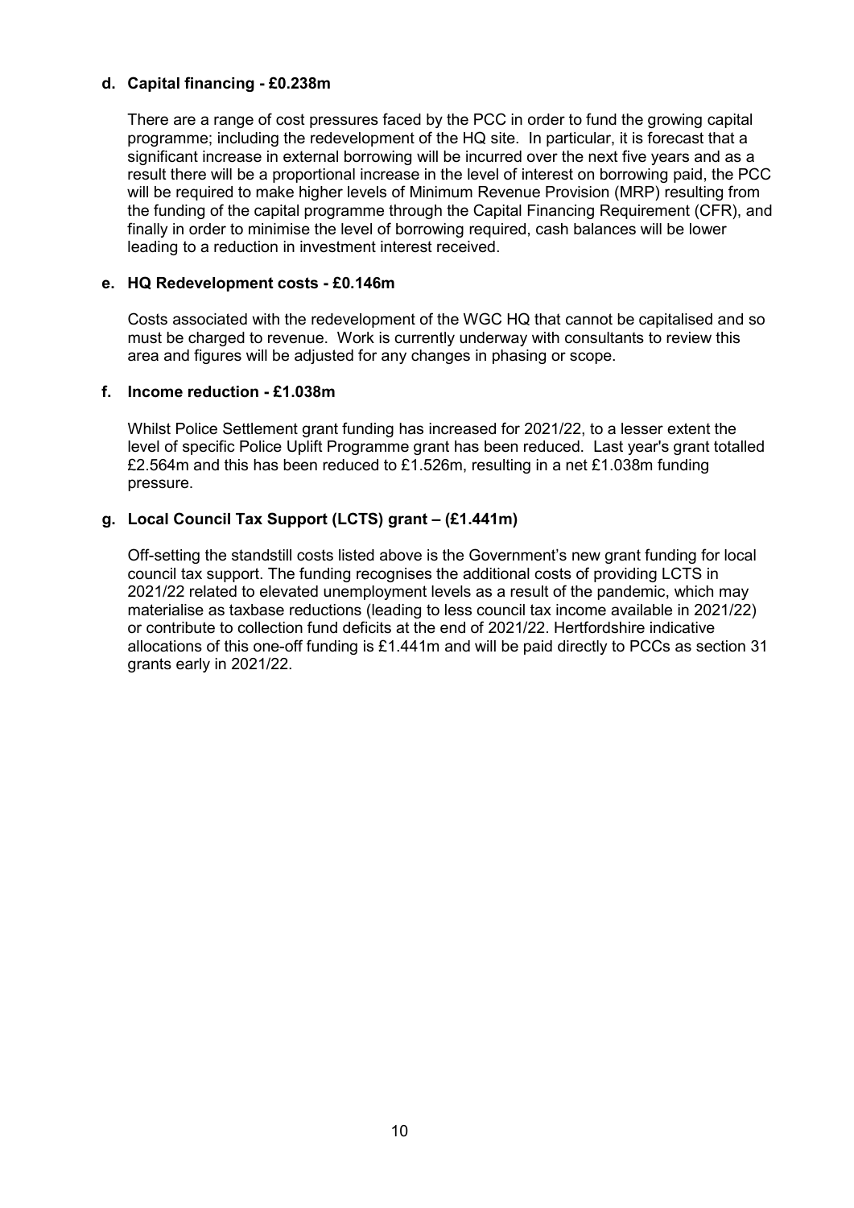**d. Capital financing - £0.238m**

There are a range of cost pressures faced by the PCC in order to fund the growing capital programme; including the redevelopment of the HQ site. In particular, it is forecast that a significant increase in external borrowing will be incurred over the next five years and as a result there will be a proportional increase in the level of interest on borrowing paid, the PCC will be required to make higher levels of Minimum Revenue Provision (MRP) resulting from the funding of the capital programme through the Capital Financing Requirement (CFR), and finally in order to minimise the level of borrowing required, cash balances will be lower leading to a reduction in investment interest received.

**e. HQ Redevelopment costs - £0.146m**

Costs associated with the redevelopment of the WGC HQ that cannot be capitalised and so must be charged to revenue. Work is currently underway with consultants to review this area and figures will be adjusted for any changes in phasing or scope.

**f. Income reduction - £1.038m**

Whilst Police Settlement grant funding has increased for 2021/22, to a lesser extent the level of specific Police Uplift Programme grant has been reduced. Last year's grant totalled £2.564m and this has been reduced to £1.526m, resulting in a net £1.038m funding pressure.

**g. Local Council Tax Support (LCTS) grant – (£1.441m)**

Off-setting the standstill costs listed above is the Government's new grant funding for local council tax support. The funding recognises the additional costs of providing LCTS in 2021/22 related to elevated unemployment levels as a result of the pandemic, which may materialise as taxbase reductions (leading to less council tax income available in 2021/22) or contribute to collection fund deficits at the end of 2021/22. Hertfordshire indicative allocations of this one-off funding is £1.441m and will be paid directly to PCCs as section 31 grants early in 2021/22.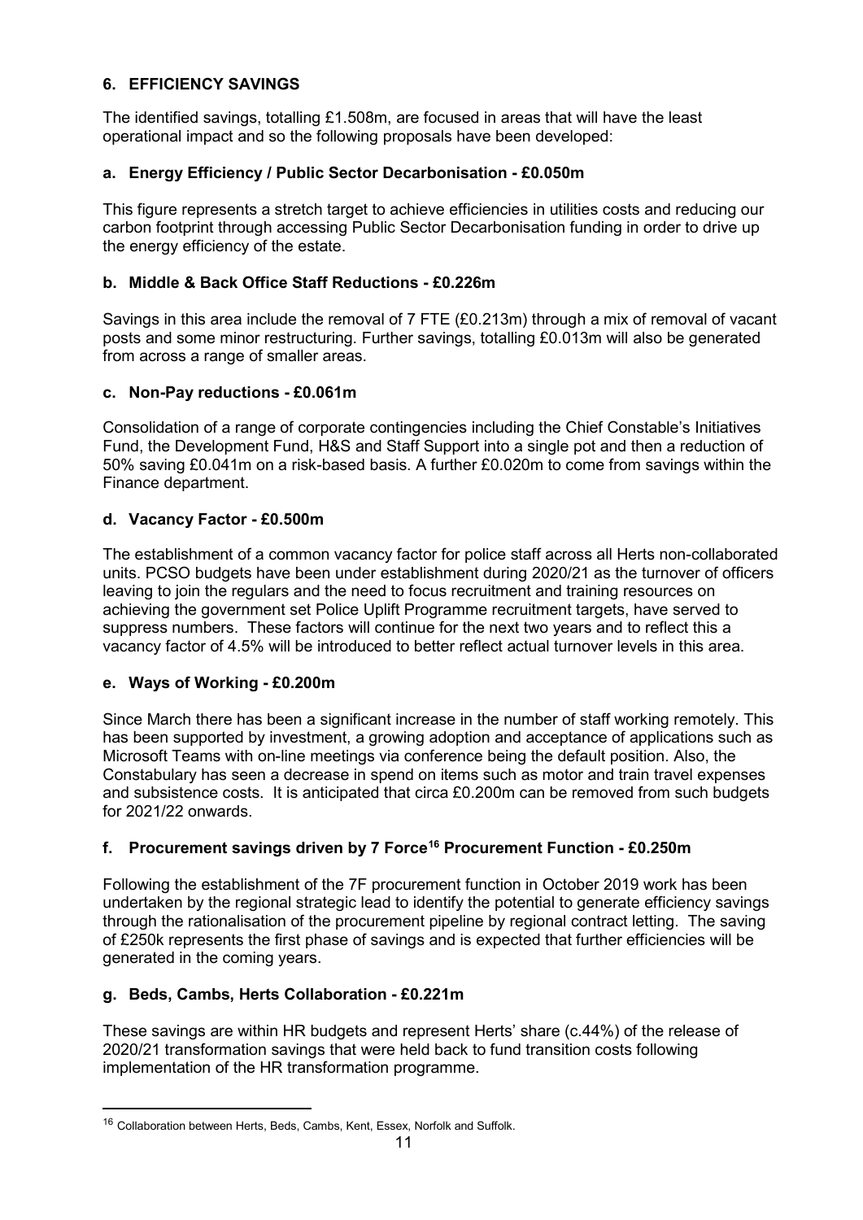## 6. EFFICIENCY SAVINGS

The identified savings, totalling £1.508m, are focused in areas that will have the least operational impact and so the following proposals have been developed:

### a. Energy Efficiency / Public Sector Decarbonisation - £0.050m

This figure represents a stretch target to achieve efficiencies in utilities costs and reducing our carbon footprint through accessing Public Sector Decarbonisation funding in order to drive up the energy efficiency of the estate.

### b. Middle & Back Office Staff Reductions - £0.226m

Savings in this area include the removal of 7 FTE (£0.213m) through a mix of removal of vacant posts and some minor restructuring. Further savings, totalling £0.013m will also be generated from across a range of smaller areas.

### c. Non-Pay reductions - £0.061m

Consolidation of a range of corporate contingencies including the Chief Constable's Initiatives Fund, the Development Fund, H&S and Staff Support into a single pot and then a reduction of 50% saving £0.041m on a risk-based basis. A further £0.020m to come from savings within the Finance department.

### d. Vacancy Factor - £0.500m

The establishment of a common vacancy factor for police staff across all Herts non-collaborated units. PCSO budgets have been under establishment during 2020/21 as the turnover of officers leaving to join the regulars and the need to focus recruitment and training resources on achieving the government set Police Uplift Programme recruitment targets, have served to suppress numbers. These factors will continue for the next two years and to reflect this a vacancy factor of 4.5% will be introduced to better reflect actual turnover levels in this area.

### e. Ways of Working - £0.200m

Since March there has been a significant increase in the number of staff working remotely. This has been supported by investment, a growing adoption and acceptance of applications such as Microsoft Teams with on-line meetings via conference being the default position. Also, the Constabulary has seen a decrease in spend on items such as motor and train travel expenses and subsistence costs. It is anticipated that circa £0.200m can be removed from such budgets for 2021/22 onwards.

### f. Procurement savings driven by 7 Force[16] Procurement Function - £0.250m

Following the establishment of the 7F procurement function in October 2019 work has been undertaken by the regional strategic lead to identify the potential to generate efficiency savings through the rationalisation of the procurement pipeline by regional contract letting. The saving of £250k represents the first phase of savings and is expected that further efficiencies will be generated in the coming years.

### g. Beds, Cambs, Herts Collaboration - £0.221m

These savings are within HR budgets and represent Herts' share (c.44%) of the release of 2020/21 transformation savings that were held back to fund transition costs following implementation of the HR transformation programme.

---

[16] Collaboration between Herts, Beds, Cambs, Kent, Essex, Norfolk and Suffolk.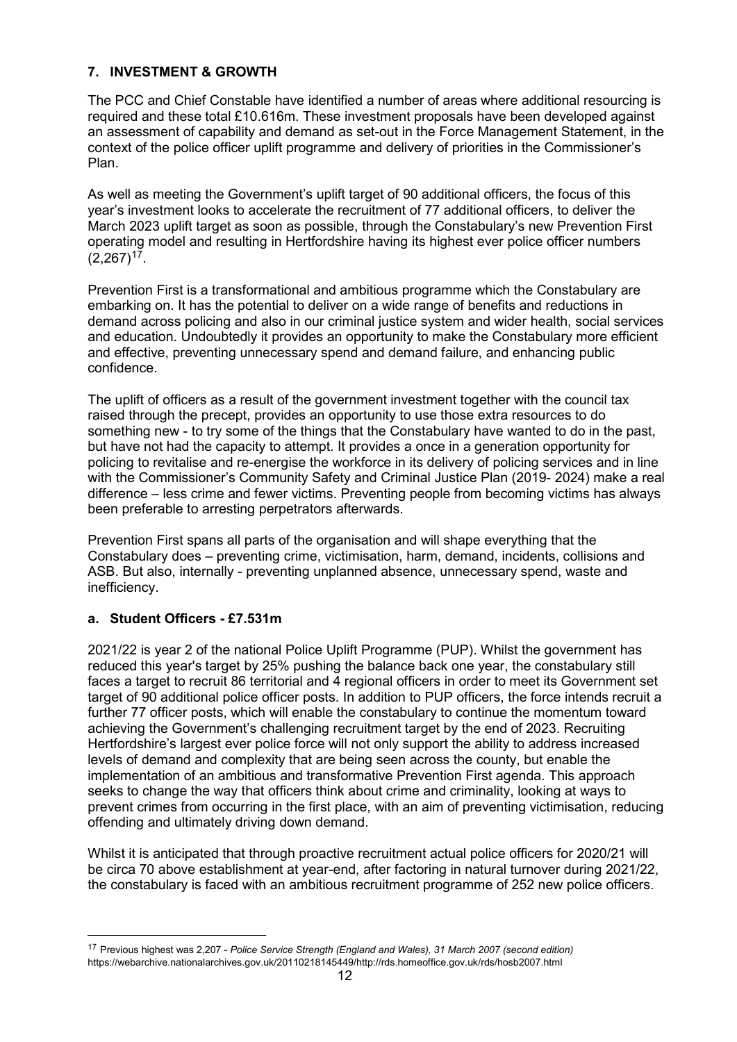## 7. INVESTMENT & GROWTH

The PCC and Chief Constable have identified a number of areas where additional resourcing is required and these total £10.616m. These investment proposals have been developed against an assessment of capability and demand as set-out in the Force Management Statement, in the context of the police officer uplift programme and delivery of priorities in the Commissioner's Plan.

As well as meeting the Government's uplift target of 90 additional officers, the focus of this year's investment looks to accelerate the recruitment of 77 additional officers, to deliver the March 2023 uplift target as soon as possible, through the Constabulary's new Prevention First operating model and resulting in Hertfordshire having its highest ever police officer numbers (2,267)[17].

Prevention First is a transformational and ambitious programme which the Constabulary are embarking on. It has the potential to deliver on a wide range of benefits and reductions in demand across policing and also in our criminal justice system and wider health, social services and education. Undoubtedly it provides an opportunity to make the Constabulary more efficient and effective, preventing unnecessary spend and demand failure, and enhancing public confidence.

The uplift of officers as a result of the government investment together with the council tax raised through the precept, provides an opportunity to use those extra resources to do something new - to try some of the things that the Constabulary have wanted to do in the past, but have not had the capacity to attempt. It provides a once in a generation opportunity for policing to revitalise and re-energise the workforce in its delivery of policing services and in line with the Commissioner's Community Safety and Criminal Justice Plan (2019- 2024) make a real difference – less crime and fewer victims. Preventing people from becoming victims has always been preferable to arresting perpetrators afterwards.

Prevention First spans all parts of the organisation and will shape everything that the Constabulary does – preventing crime, victimisation, harm, demand, incidents, collisions and ASB. But also, internally - preventing unplanned absence, unnecessary spend, waste and inefficiency.

### a. Student Officers - £7.531m

2021/22 is year 2 of the national Police Uplift Programme (PUP). Whilst the government has reduced this year's target by 25% pushing the balance back one year, the constabulary still faces a target to recruit 86 territorial and 4 regional officers in order to meet its Government set target of 90 additional police officer posts. In addition to PUP officers, the force intends recruit a further 77 officer posts, which will enable the constabulary to continue the momentum toward achieving the Government's challenging recruitment target by the end of 2023. Recruiting Hertfordshire's largest ever police force will not only support the ability to address increased levels of demand and complexity that are being seen across the county, but enable the implementation of an ambitious and transformative Prevention First agenda. This approach seeks to change the way that officers think about crime and criminality, looking at ways to prevent crimes from occurring in the first place, with an aim of preventing victimisation, reducing offending and ultimately driving down demand.

Whilst it is anticipated that through proactive recruitment actual police officers for 2020/21 will be circa 70 above establishment at year-end, after factoring in natural turnover during 2021/22, the constabulary is faced with an ambitious recruitment programme of 252 new police officers.

[17] Previous highest was 2,207 - *Police Service Strength (England and Wales), 31 March 2007 (second edition)* https://webarchive.nationalarchives.gov.uk/20110218145449/http://rds.homeoffice.gov.uk/rds/hosb2007.html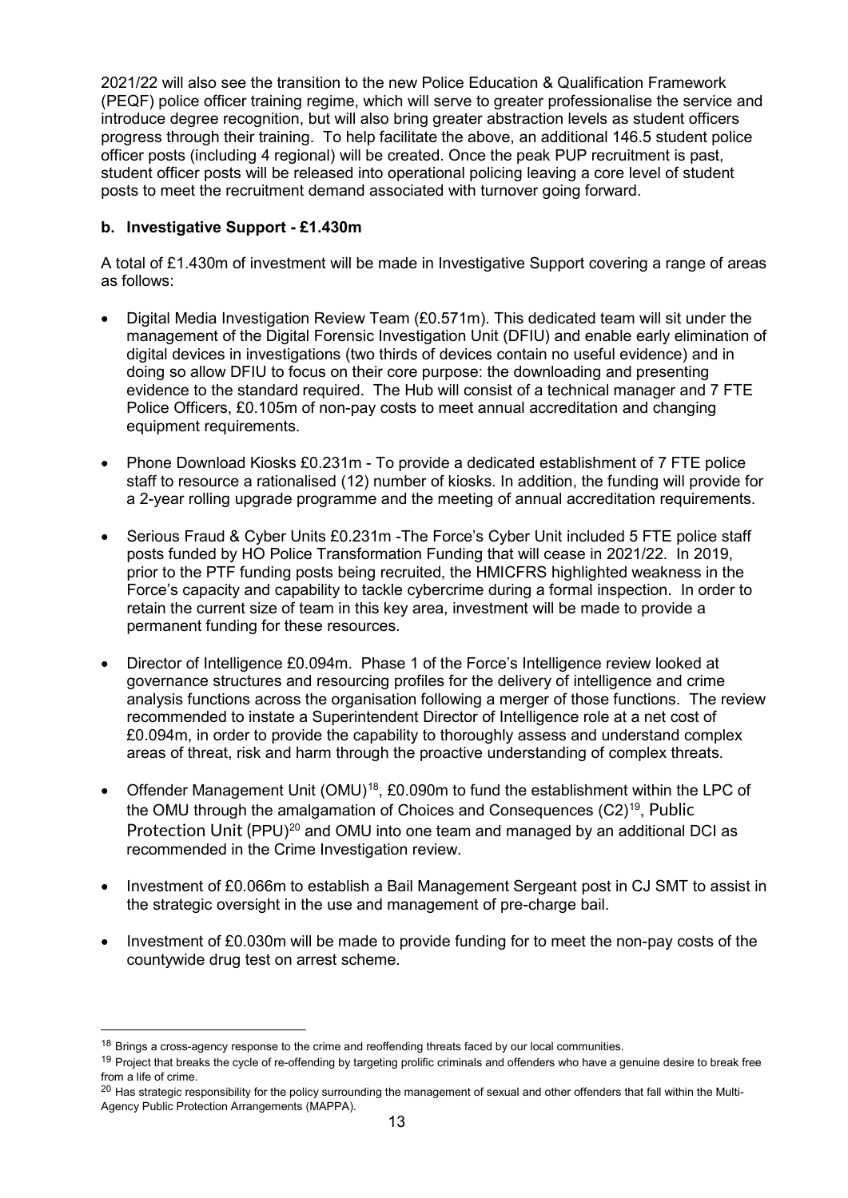2021/22 will also see the transition to the new Police Education & Qualification Framework (PEQF) police officer training regime, which will serve to greater professionalise the service and introduce degree recognition, but will also bring greater abstraction levels as student officers progress through their training. To help facilitate the above, an additional 146.5 student police officer posts (including 4 regional) will be created. Once the peak PUP recruitment is past, student officer posts will be released into operational policing leaving a core level of student posts to meet the recruitment demand associated with turnover going forward.

**b. Investigative Support - £1.430m**

A total of £1.430m of investment will be made in Investigative Support covering a range of areas as follows:

- Digital Media Investigation Review Team (£0.571m). This dedicated team will sit under the management of the Digital Forensic Investigation Unit (DFIU) and enable early elimination of digital devices in investigations (two thirds of devices contain no useful evidence) and in doing so allow DFIU to focus on their core purpose: the downloading and presenting evidence to the standard required. The Hub will consist of a technical manager and 7 FTE Police Officers, £0.105m of non-pay costs to meet annual accreditation and changing equipment requirements.
- Phone Download Kiosks £0.231m - To provide a dedicated establishment of 7 FTE police staff to resource a rationalised (12) number of kiosks. In addition, the funding will provide for a 2-year rolling upgrade programme and the meeting of annual accreditation requirements.
- Serious Fraud & Cyber Units £0.231m -The Force's Cyber Unit included 5 FTE police staff posts funded by HO Police Transformation Funding that will cease in 2021/22. In 2019, prior to the PTF funding posts being recruited, the HMICFRS highlighted weakness in the Force's capacity and capability to tackle cybercrime during a formal inspection. In order to retain the current size of team in this key area, investment will be made to provide a permanent funding for these resources.
- Director of Intelligence £0.094m. Phase 1 of the Force's Intelligence review looked at governance structures and resourcing profiles for the delivery of intelligence and crime analysis functions across the organisation following a merger of those functions. The review recommended to instate a Superintendent Director of Intelligence role at a net cost of £0.094m, in order to provide the capability to thoroughly assess and understand complex areas of threat, risk and harm through the proactive understanding of complex threats.
- Offender Management Unit (OMU)[18], £0.090m to fund the establishment within the LPC of the OMU through the amalgamation of Choices and Consequences (C2)[19], Public Protection Unit (PPU)[20] and OMU into one team and managed by an additional DCI as recommended in the Crime Investigation review.
- Investment of £0.066m to establish a Bail Management Sergeant post in CJ SMT to assist in the strategic oversight in the use and management of pre-charge bail.
- Investment of £0.030m will be made to provide funding for to meet the non-pay costs of the countywide drug test on arrest scheme.

[18] Brings a cross-agency response to the crime and reoffending threats faced by our local communities.

[19] Project that breaks the cycle of re-offending by targeting prolific criminals and offenders who have a genuine desire to break free from a life of crime.

[20] Has strategic responsibility for the policy surrounding the management of sexual and other offenders that fall within the Multi-Agency Public Protection Arrangements (MAPPA).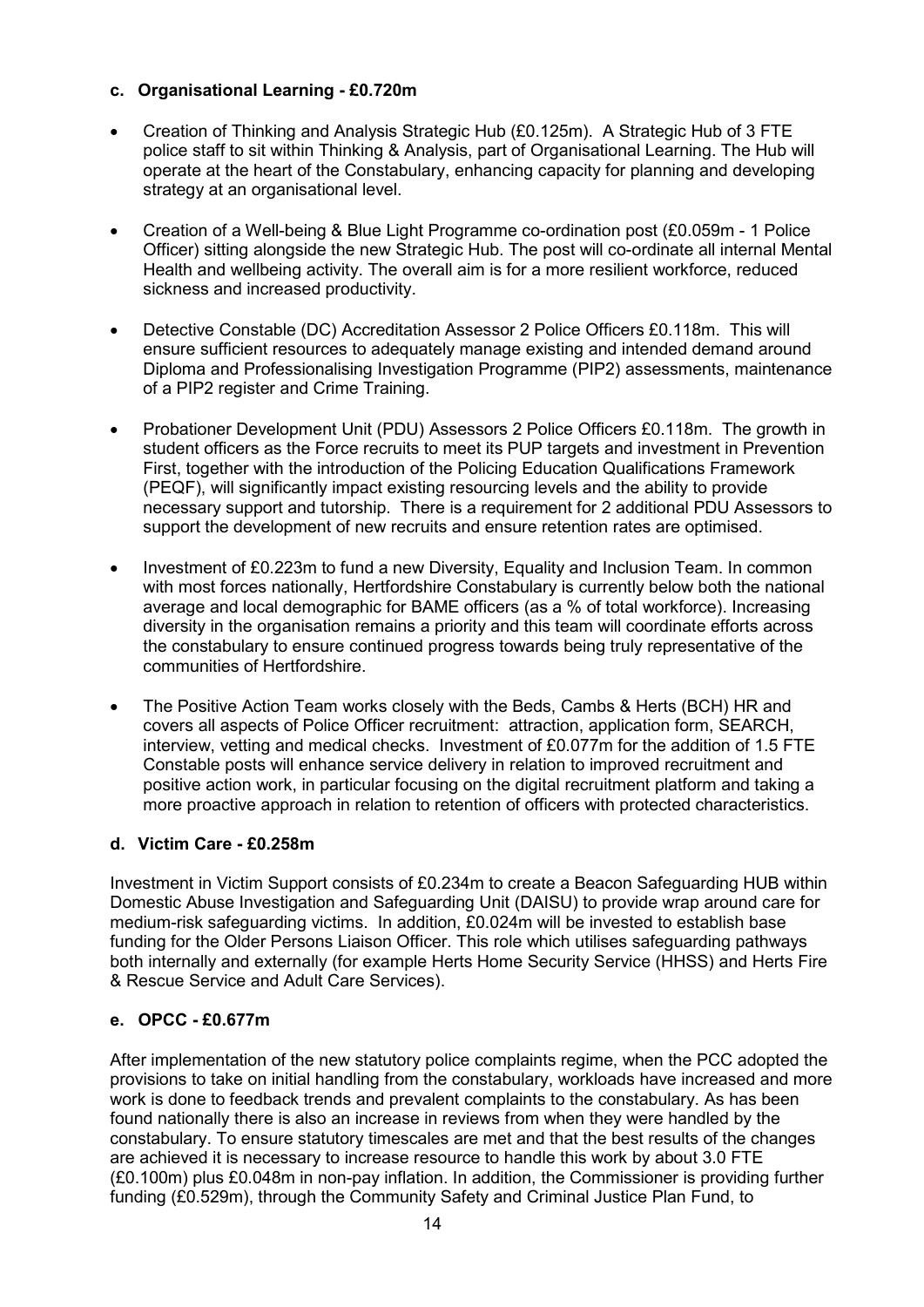**c. Organisational Learning - £0.720m**

- Creation of Thinking and Analysis Strategic Hub (£0.125m). A Strategic Hub of 3 FTE police staff to sit within Thinking & Analysis, part of Organisational Learning. The Hub will operate at the heart of the Constabulary, enhancing capacity for planning and developing strategy at an organisational level.

- Creation of a Well-being & Blue Light Programme co-ordination post (£0.059m - 1 Police Officer) sitting alongside the new Strategic Hub. The post will co-ordinate all internal Mental Health and wellbeing activity. The overall aim is for a more resilient workforce, reduced sickness and increased productivity.

- Detective Constable (DC) Accreditation Assessor 2 Police Officers £0.118m. This will ensure sufficient resources to adequately manage existing and intended demand around Diploma and Professionalising Investigation Programme (PIP2) assessments, maintenance of a PIP2 register and Crime Training.

- Probationer Development Unit (PDU) Assessors 2 Police Officers £0.118m. The growth in student officers as the Force recruits to meet its PUP targets and investment in Prevention First, together with the introduction of the Policing Education Qualifications Framework (PEQF), will significantly impact existing resourcing levels and the ability to provide necessary support and tutorship. There is a requirement for 2 additional PDU Assessors to support the development of new recruits and ensure retention rates are optimised.

- Investment of £0.223m to fund a new Diversity, Equality and Inclusion Team. In common with most forces nationally, Hertfordshire Constabulary is currently below both the national average and local demographic for BAME officers (as a % of total workforce). Increasing diversity in the organisation remains a priority and this team will coordinate efforts across the constabulary to ensure continued progress towards being truly representative of the communities of Hertfordshire.

- The Positive Action Team works closely with the Beds, Cambs & Herts (BCH) HR and covers all aspects of Police Officer recruitment: attraction, application form, SEARCH, interview, vetting and medical checks. Investment of £0.077m for the addition of 1.5 FTE Constable posts will enhance service delivery in relation to improved recruitment and positive action work, in particular focusing on the digital recruitment platform and taking a more proactive approach in relation to retention of officers with protected characteristics.

**d. Victim Care - £0.258m**

Investment in Victim Support consists of £0.234m to create a Beacon Safeguarding HUB within Domestic Abuse Investigation and Safeguarding Unit (DAISU) to provide wrap around care for medium-risk safeguarding victims. In addition, £0.024m will be invested to establish base funding for the Older Persons Liaison Officer. This role which utilises safeguarding pathways both internally and externally (for example Herts Home Security Service (HHSS) and Herts Fire & Rescue Service and Adult Care Services).

**e. OPCC - £0.677m**

After implementation of the new statutory police complaints regime, when the PCC adopted the provisions to take on initial handling from the constabulary, workloads have increased and more work is done to feedback trends and prevalent complaints to the constabulary. As has been found nationally there is also an increase in reviews from when they were handled by the constabulary. To ensure statutory timescales are met and that the best results of the changes are achieved it is necessary to increase resource to handle this work by about 3.0 FTE (£0.100m) plus £0.048m in non-pay inflation. In addition, the Commissioner is providing further funding (£0.529m), through the Community Safety and Criminal Justice Plan Fund, to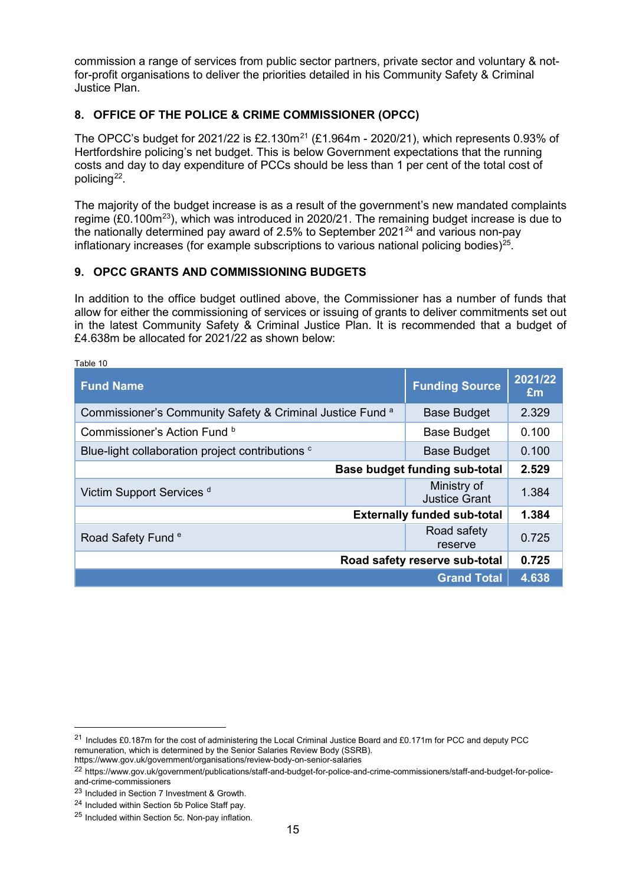commission a range of services from public sector partners, private sector and voluntary & not-for-profit organisations to deliver the priorities detailed in his Community Safety & Criminal Justice Plan.

## 8. OFFICE OF THE POLICE & CRIME COMMISSIONER (OPCC)

The OPCC's budget for 2021/22 is £2.130m[21] (£1.964m - 2020/21), which represents 0.93% of Hertfordshire policing's net budget. This is below Government expectations that the running costs and day to day expenditure of PCCs should be less than 1 per cent of the total cost of policing[22].

The majority of the budget increase is as a result of the government's new mandated complaints regime (£0.100m[23]), which was introduced in 2020/21. The remaining budget increase is due to the nationally determined pay award of 2.5% to September 2021[24] and various non-pay inflationary increases (for example subscriptions to various national policing bodies)[25].

## 9. OPCC GRANTS AND COMMISSIONING BUDGETS

In addition to the office budget outlined above, the Commissioner has a number of funds that allow for either the commissioning of services or issuing of grants to deliver commitments set out in the latest Community Safety & Criminal Justice Plan. It is recommended that a budget of £4.638m be allocated for 2021/22 as shown below:

Table 10

| Fund Name | Funding Source | 2021/22 £m |
| --- | --- | --- |
| Commissioner's Community Safety & Criminal Justice Fund [a] | Base Budget | 2.329 |
| Commissioner's Action Fund [b] | Base Budget | 0.100 |
| Blue-light collaboration project contributions [c] | Base Budget | 0.100 |
| **Base budget funding sub-total** | | **2.529** |
| Victim Support Services [d] | Ministry of Justice Grant | 1.384 |
| **Externally funded sub-total** | | **1.384** |
| Road Safety Fund [e] | Road safety reserve | 0.725 |
| **Road safety reserve sub-total** | | **0.725** |
| **Grand Total** | | **4.638** |

---

[21] Includes £0.187m for the cost of administering the Local Criminal Justice Board and £0.171m for PCC and deputy PCC remuneration, which is determined by the Senior Salaries Review Body (SSRB). https://www.gov.uk/government/organisations/review-body-on-senior-salaries

[22] https://www.gov.uk/government/publications/staff-and-budget-for-police-and-crime-commissioners/staff-and-budget-for-police-and-crime-commissioners

[23] Included in Section 7 Investment & Growth.

[24] Included within Section 5b Police Staff pay.

[25] Included within Section 5c. Non-pay inflation.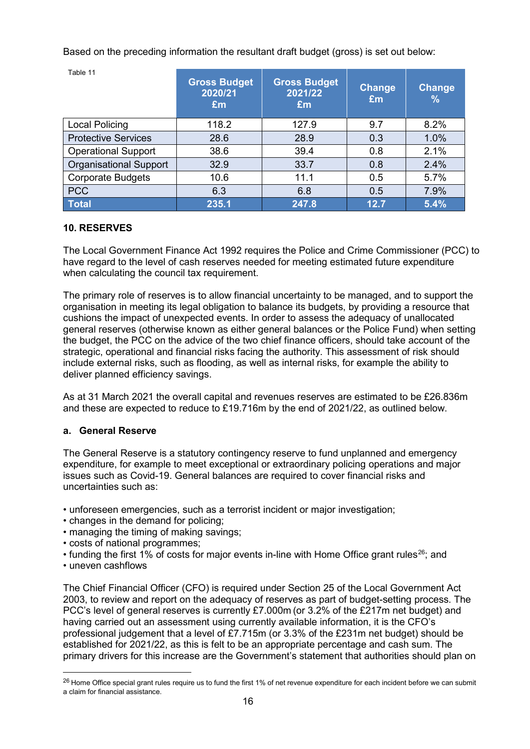Based on the preceding information the resultant draft budget (gross) is set out below:

Table 11

| | Gross Budget 2020/21 £m | Gross Budget 2021/22 £m | Change £m | Change % |
|---|---|---|---|---|
| Local Policing | 118.2 | 127.9 | 9.7 | 8.2% |
| Protective Services | 28.6 | 28.9 | 0.3 | 1.0% |
| Operational Support | 38.6 | 39.4 | 0.8 | 2.1% |
| Organisational Support | 32.9 | 33.7 | 0.8 | 2.4% |
| Corporate Budgets | 10.6 | 11.1 | 0.5 | 5.7% |
| PCC | 6.3 | 6.8 | 0.5 | 7.9% |
| **Total** | **235.1** | **247.8** | **12.7** | **5.4%** |

## 10. RESERVES

The Local Government Finance Act 1992 requires the Police and Crime Commissioner (PCC) to have regard to the level of cash reserves needed for meeting estimated future expenditure when calculating the council tax requirement.

The primary role of reserves is to allow financial uncertainty to be managed, and to support the organisation in meeting its legal obligation to balance its budgets, by providing a resource that cushions the impact of unexpected events. In order to assess the adequacy of unallocated general reserves (otherwise known as either general balances or the Police Fund) when setting the budget, the PCC on the advice of the two chief finance officers, should take account of the strategic, operational and financial risks facing the authority. This assessment of risk should include external risks, such as flooding, as well as internal risks, for example the ability to deliver planned efficiency savings.

As at 31 March 2021 the overall capital and revenues reserves are estimated to be £26.836m and these are expected to reduce to £19.716m by the end of 2021/22, as outlined below.

### a. General Reserve

The General Reserve is a statutory contingency reserve to fund unplanned and emergency expenditure, for example to meet exceptional or extraordinary policing operations and major issues such as Covid-19. General balances are required to cover financial risks and uncertainties such as:

- unforeseen emergencies, such as a terrorist incident or major investigation;
- changes in the demand for policing;
- managing the timing of making savings;
- costs of national programmes;
- funding the first 1% of costs for major events in-line with Home Office grant rules[26]; and
- uneven cashflows

The Chief Financial Officer (CFO) is required under Section 25 of the Local Government Act 2003, to review and report on the adequacy of reserves as part of budget-setting process. The PCC's level of general reserves is currently £7.000m (or 3.2% of the £217m net budget) and having carried out an assessment using currently available information, it is the CFO's professional judgement that a level of £7.715m (or 3.3% of the £231m net budget) should be established for 2021/22, as this is felt to be an appropriate percentage and cash sum. The primary drivers for this increase are the Government's statement that authorities should plan on

[26] Home Office special grant rules require us to fund the first 1% of net revenue expenditure for each incident before we can submit a claim for financial assistance.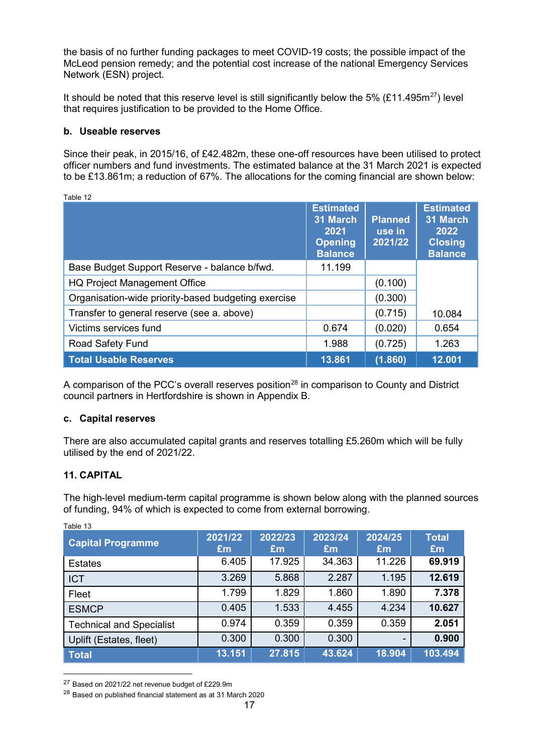the basis of no further funding packages to meet COVID-19 costs; the possible impact of the McLeod pension remedy; and the potential cost increase of the national Emergency Services Network (ESN) project.

It should be noted that this reserve level is still significantly below the 5% (£11.495m[27]) level that requires justification to be provided to the Home Office.

**b. Useable reserves**

Since their peak, in 2015/16, of £42.482m, these one-off resources have been utilised to protect officer numbers and fund investments. The estimated balance at the 31 March 2021 is expected to be £13.861m; a reduction of 67%. The allocations for the coming financial are shown below:

Table 12

| | Estimated 31 March 2021 Opening Balance | Planned use in 2021/22 | Estimated 31 March 2022 Closing Balance |
|---|---|---|---|
| Base Budget Support Reserve - balance b/fwd. | 11.199 | | |
| HQ Project Management Office | | (0.100) | |
| Organisation-wide priority-based budgeting exercise | | (0.300) | |
| Transfer to general reserve (see a. above) | | (0.715) | 10.084 |
| Victims services fund | 0.674 | (0.020) | 0.654 |
| Road Safety Fund | 1.988 | (0.725) | 1.263 |
| **Total Usable Reserves** | **13.861** | **(1.860)** | **12.001** |

A comparison of the PCC's overall reserves position[28] in comparison to County and District council partners in Hertfordshire is shown in Appendix B.

**c. Capital reserves**

There are also accumulated capital grants and reserves totalling £5.260m which will be fully utilised by the end of 2021/22.

**11. CAPITAL**

The high-level medium-term capital programme is shown below along with the planned sources of funding, 94% of which is expected to come from external borrowing.

Table 13

| Capital Programme | 2021/22 £m | 2022/23 £m | 2023/24 £m | 2024/25 £m | Total £m |
|---|---|---|---|---|---|
| Estates | 6.405 | 17.925 | 34.363 | 11.226 | **69.919** |
| ICT | 3.269 | 5.868 | 2.287 | 1.195 | **12.619** |
| Fleet | 1.799 | 1.829 | 1.860 | 1.890 | **7.378** |
| ESMCP | 0.405 | 1.533 | 4.455 | 4.234 | **10.627** |
| Technical and Specialist | 0.974 | 0.359 | 0.359 | 0.359 | **2.051** |
| Uplift (Estates, fleet) | 0.300 | 0.300 | 0.300 | - | **0.900** |
| **Total** | **13.151** | **27.815** | **43.624** | **18.904** | **103.494** |

[27] Based on 2021/22 net revenue budget of £229.9m

[28] Based on published financial statement as at 31 March 2020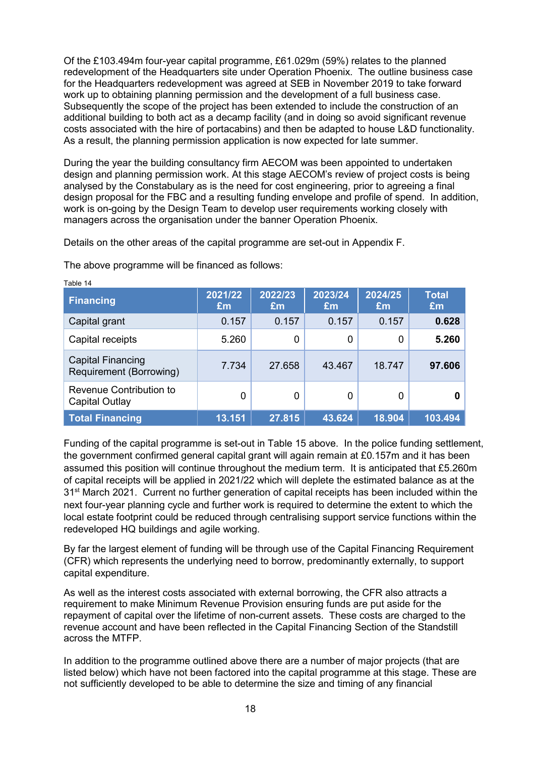Of the £103.494m four-year capital programme, £61.029m (59%) relates to the planned redevelopment of the Headquarters site under Operation Phoenix. The outline business case for the Headquarters redevelopment was agreed at SEB in November 2019 to take forward work up to obtaining planning permission and the development of a full business case. Subsequently the scope of the project has been extended to include the construction of an additional building to both act as a decamp facility (and in doing so avoid significant revenue costs associated with the hire of portacabins) and then be adapted to house L&D functionality. As a result, the planning permission application is now expected for late summer.

During the year the building consultancy firm AECOM was been appointed to undertaken design and planning permission work. At this stage AECOM's review of project costs is being analysed by the Constabulary as is the need for cost engineering, prior to agreeing a final design proposal for the FBC and a resulting funding envelope and profile of spend. In addition, work is on-going by the Design Team to develop user requirements working closely with managers across the organisation under the banner Operation Phoenix.

Details on the other areas of the capital programme are set-out in Appendix F.

The above programme will be financed as follows:

Table 14

| Financing | 2021/22 £m | 2022/23 £m | 2023/24 £m | 2024/25 £m | Total £m |
|---|---|---|---|---|---|
| Capital grant | 0.157 | 0.157 | 0.157 | 0.157 | **0.628** |
| Capital receipts | 5.260 | 0 | 0 | 0 | **5.260** |
| Capital Financing Requirement (Borrowing) | 7.734 | 27.658 | 43.467 | 18.747 | **97.606** |
| Revenue Contribution to Capital Outlay | 0 | 0 | 0 | 0 | **0** |
| **Total Financing** | **13.151** | **27.815** | **43.624** | **18.904** | **103.494** |

Funding of the capital programme is set-out in Table 15 above. In the police funding settlement, the government confirmed general capital grant will again remain at £0.157m and it has been assumed this position will continue throughout the medium term. It is anticipated that £5.260m of capital receipts will be applied in 2021/22 which will deplete the estimated balance as at the 31st March 2021. Current no further generation of capital receipts has been included within the next four-year planning cycle and further work is required to determine the extent to which the local estate footprint could be reduced through centralising support service functions within the redeveloped HQ buildings and agile working.

By far the largest element of funding will be through use of the Capital Financing Requirement (CFR) which represents the underlying need to borrow, predominantly externally, to support capital expenditure.

As well as the interest costs associated with external borrowing, the CFR also attracts a requirement to make Minimum Revenue Provision ensuring funds are put aside for the repayment of capital over the lifetime of non-current assets. These costs are charged to the revenue account and have been reflected in the Capital Financing Section of the Standstill across the MTFP.

In addition to the programme outlined above there are a number of major projects (that are listed below) which have not been factored into the capital programme at this stage. These are not sufficiently developed to be able to determine the size and timing of any financial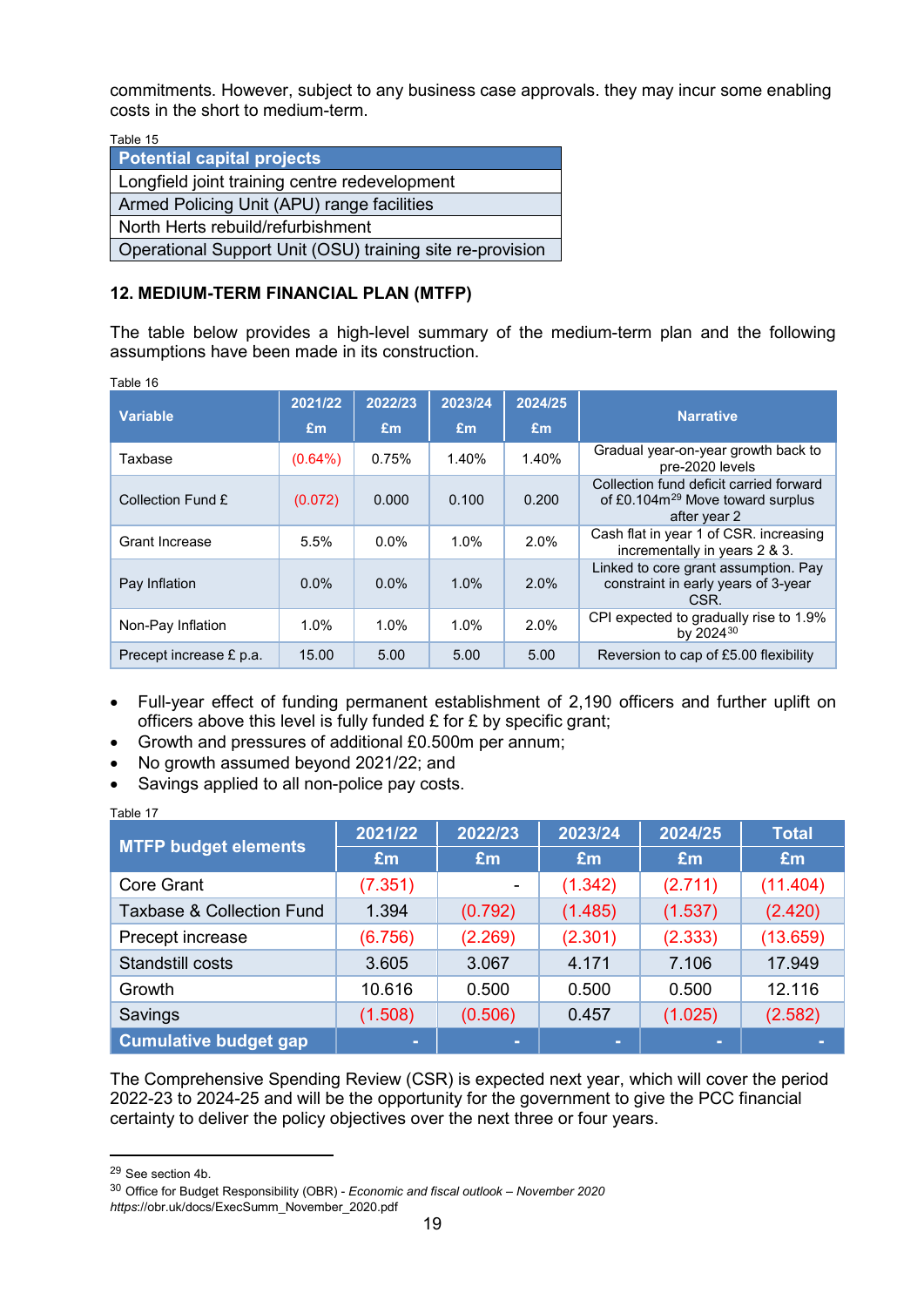commitments. However, subject to any business case approvals. they may incur some enabling costs in the short to medium-term.

Table 15

| Potential capital projects |
| --- |
| Longfield joint training centre redevelopment |
| Armed Policing Unit (APU) range facilities |
| North Herts rebuild/refurbishment |
| Operational Support Unit (OSU) training site re-provision |

### 12. MEDIUM-TERM FINANCIAL PLAN (MTFP)

The table below provides a high-level summary of the medium-term plan and the following assumptions have been made in its construction.

Table 16

| Variable | 2021/22 £m | 2022/23 £m | 2023/24 £m | 2024/25 £m | Narrative |
| --- | --- | --- | --- | --- | --- |
| Taxbase | (0.64%) | 0.75% | 1.40% | 1.40% | Gradual year-on-year growth back to pre-2020 levels |
| Collection Fund £ | (0.072) | 0.000 | 0.100 | 0.200 | Collection fund deficit carried forward of £0.104m[29] Move toward surplus after year 2 |
| Grant Increase | 5.5% | 0.0% | 1.0% | 2.0% | Cash flat in year 1 of CSR. increasing incrementally in years 2 & 3. |
| Pay Inflation | 0.0% | 0.0% | 1.0% | 2.0% | Linked to core grant assumption. Pay constraint in early years of 3-year CSR. |
| Non-Pay Inflation | 1.0% | 1.0% | 1.0% | 2.0% | CPI expected to gradually rise to 1.9% by 2024[30] |
| Precept increase £ p.a. | 15.00 | 5.00 | 5.00 | 5.00 | Reversion to cap of £5.00 flexibility |

- Full-year effect of funding permanent establishment of 2,190 officers and further uplift on officers above this level is fully funded £ for £ by specific grant;
- Growth and pressures of additional £0.500m per annum;
- No growth assumed beyond 2021/22; and
- Savings applied to all non-police pay costs.

Table 17

| MTFP budget elements | 2021/22 £m | 2022/23 £m | 2023/24 £m | 2024/25 £m | Total £m |
| --- | --- | --- | --- | --- | --- |
| Core Grant | (7.351) | - | (1.342) | (2.711) | (11.404) |
| Taxbase & Collection Fund | 1.394 | (0.792) | (1.485) | (1.537) | (2.420) |
| Precept increase | (6.756) | (2.269) | (2.301) | (2.333) | (13.659) |
| Standstill costs | 3.605 | 3.067 | 4.171 | 7.106 | 17.949 |
| Growth | 10.616 | 0.500 | 0.500 | 0.500 | 12.116 |
| Savings | (1.508) | (0.506) | 0.457 | (1.025) | (2.582) |
| Cumulative budget gap | - | - | - | - | - |

The Comprehensive Spending Review (CSR) is expected next year, which will cover the period 2022-23 to 2024-25 and will be the opportunity for the government to give the PCC financial certainty to deliver the policy objectives over the next three or four years.

[29] See section 4b.

[30] Office for Budget Responsibility (OBR) - *Economic and fiscal outlook – November 2020* *https*://obr.uk/docs/ExecSumm_November_2020.pdf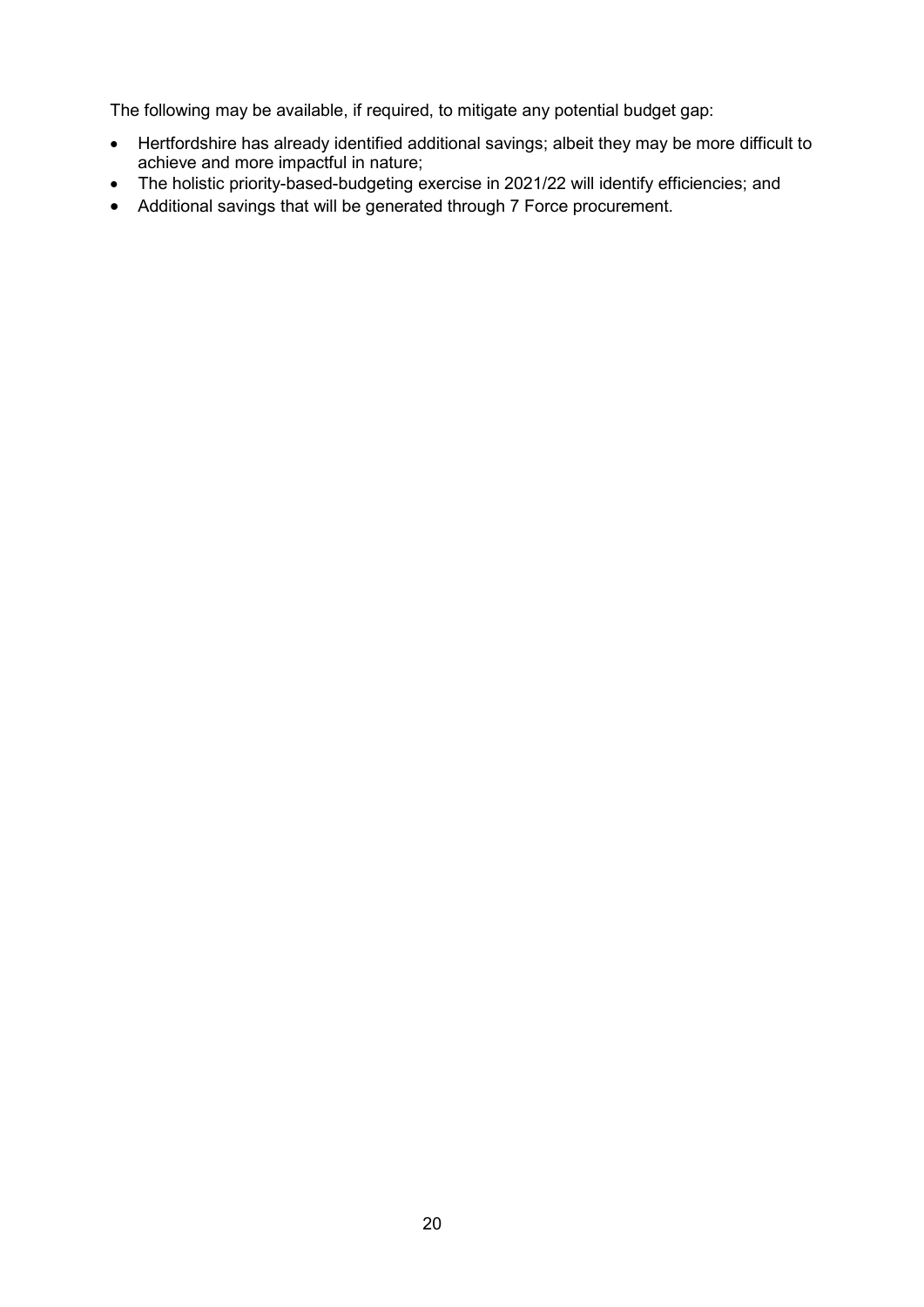The following may be available, if required, to mitigate any potential budget gap:

- Hertfordshire has already identified additional savings; albeit they may be more difficult to achieve and more impactful in nature;
- The holistic priority-based-budgeting exercise in 2021/22 will identify efficiencies; and
- Additional savings that will be generated through 7 Force procurement.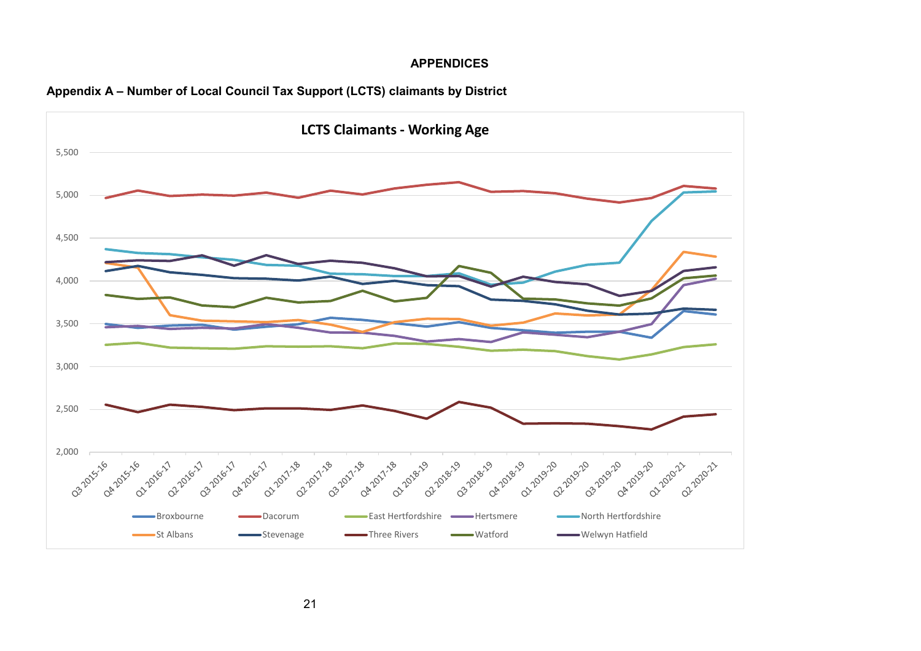## APPENDICES

### Appendix A – Number of Local Council Tax Support (LCTS) claimants by District

LCTS Claimants - Working Age

5,500
5,000
4,500
4,000
3,500
3,000
2,500
2,000

Q3 2015-16
Q4 2015-16
Q1 2016-17
Q2 2016-17
Q3 2016-17
Q4 2016-17
Q1 2017-18
Q2 2017-18
Q3 2017-18
Q4 2017-18
Q1 2018-19
Q2 2018-19
Q3 2018-19
Q4 2018-19
Q1 2019-20
Q2 2019-20
Q3 2019-20
Q4 2019-20
Q1 2020-21
Q2 2020-21

Broxbourne
Dacorum
East Hertfordshire
Hertsmere
North Hertfordshire
St Albans
Stevenage
Three Rivers
Watford
Welwyn Hatfield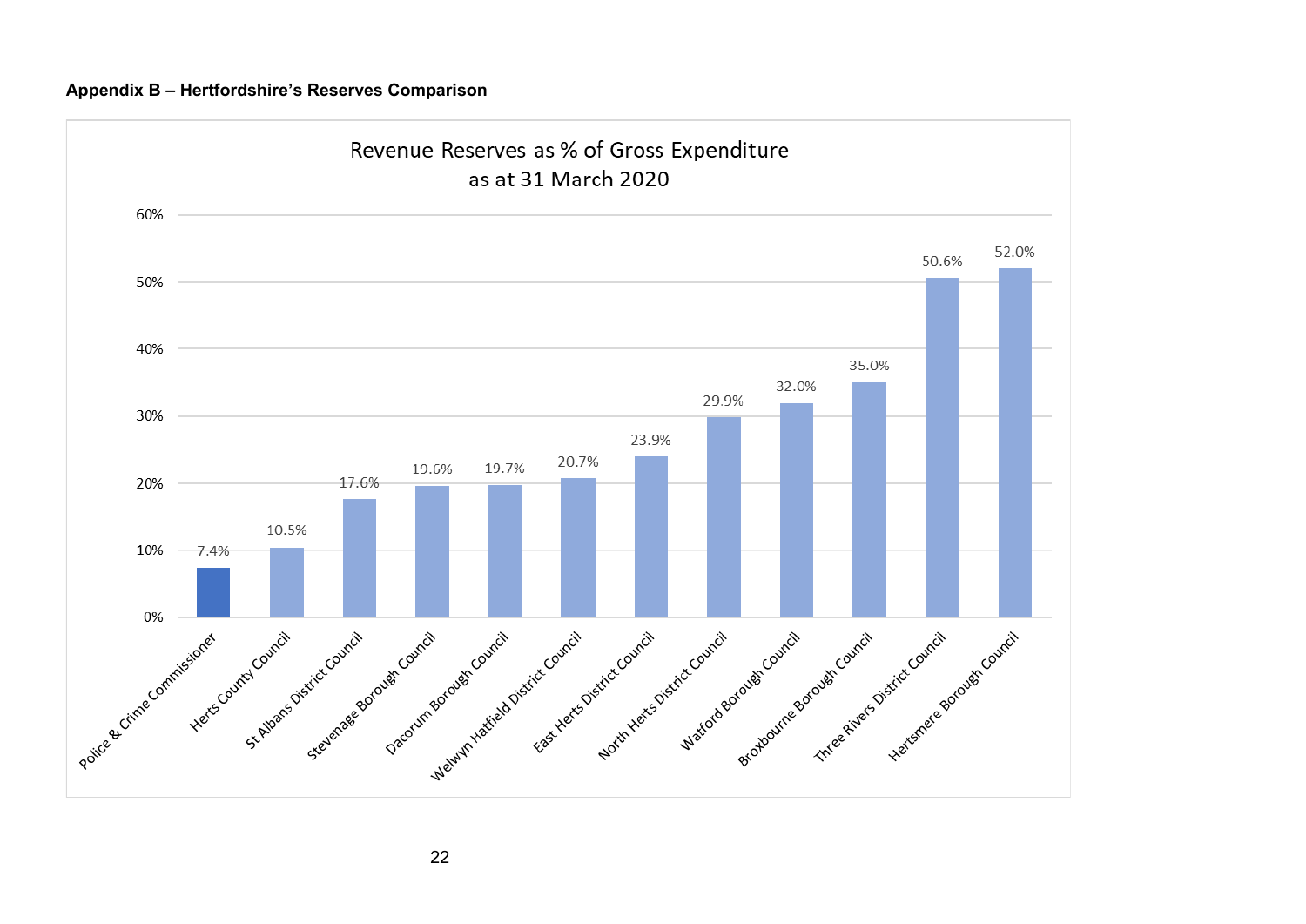**Appendix B – Hertfordshire's Reserves Comparison**

Revenue Reserves as % of Gross Expenditure
as at 31 March 2020

60%
50%
40%
30%
20%
10%
0%

7.4%
10.5%
17.6%
19.6%
19.7%
20.7%
23.9%
29.9%
32.0%
35.0%
50.6%
52.0%

Police & Crime Commissioner
Herts County Council
St Albans District Council
Stevenage Borough Council
Dacorum Borough Council
Welwyn Hatfield District Council
East Herts District Council
North Herts District Council
Watford Borough Council
Broxbourne Borough Council
Three Rivers District Council
Hertsmere Borough Council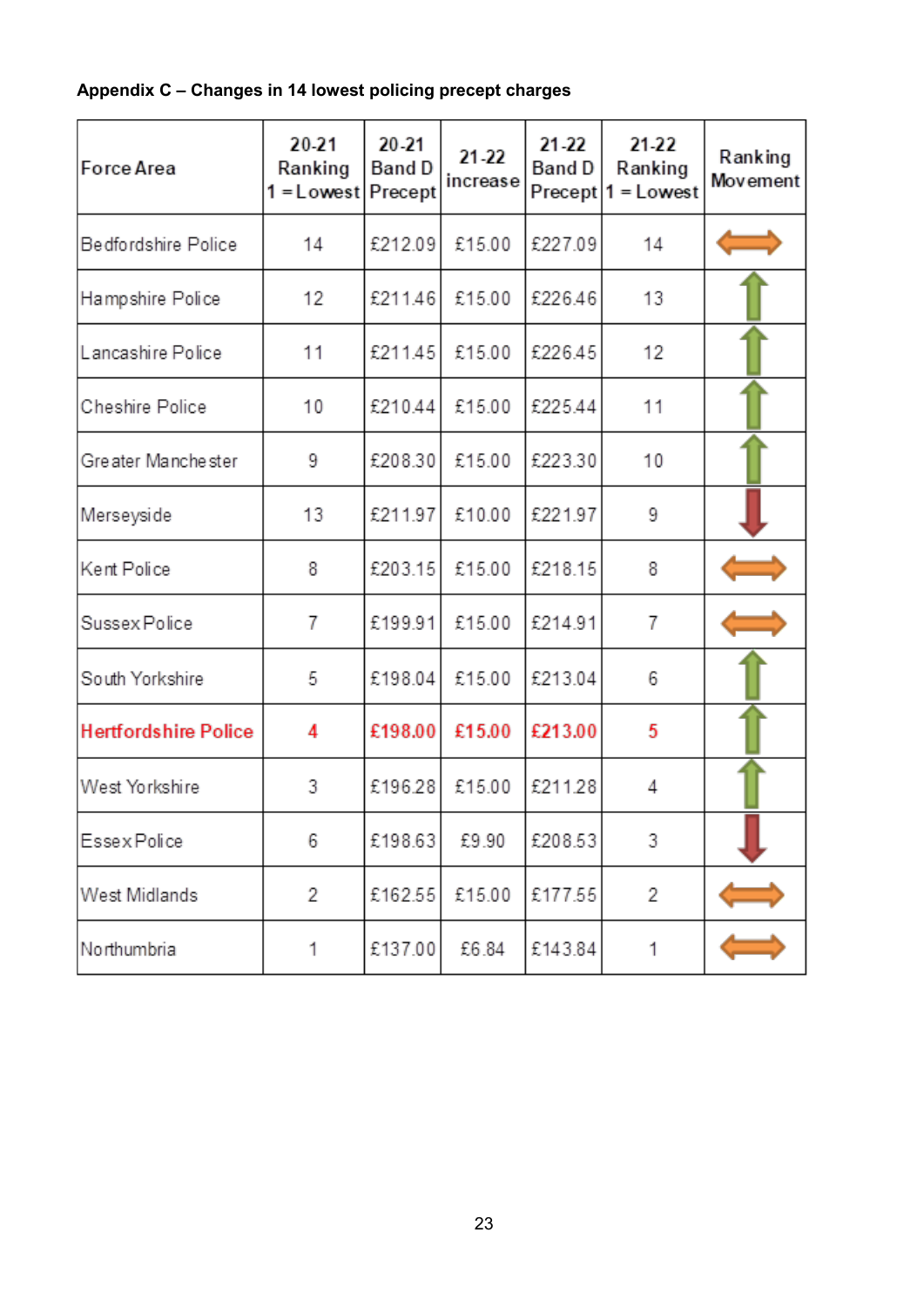**Appendix C – Changes in 14 lowest policing precept charges**

| Force Area | 20-21 Ranking 1 = Lowest | 20-21 Band D Precept | 21-22 increase | 21-22 Band D Precept | 21-22 Ranking 1 = Lowest | Ranking Movement |
|---|---|---|---|---|---|---|
| Bedfordshire Police | 14 | £212.09 | £15.00 | £227.09 | 14 | ↔ |
| Hampshire Police | 12 | £211.46 | £15.00 | £226.46 | 13 | ↑ |
| Lancashire Police | 11 | £211.45 | £15.00 | £226.45 | 12 | ↑ |
| Cheshire Police | 10 | £210.44 | £15.00 | £225.44 | 11 | ↑ |
| Greater Manchester | 9 | £208.30 | £15.00 | £223.30 | 10 | ↑ |
| Merseyside | 13 | £211.97 | £10.00 | £221.97 | 9 | ↓ |
| Kent Police | 8 | £203.15 | £15.00 | £218.15 | 8 | ↔ |
| Sussex Police | 7 | £199.91 | £15.00 | £214.91 | 7 | ↔ |
| South Yorkshire | 5 | £198.04 | £15.00 | £213.04 | 6 | ↑ |
| **Hertfordshire Police** | **4** | **£198.00** | **£15.00** | **£213.00** | **5** | ↑ |
| West Yorkshire | 3 | £196.28 | £15.00 | £211.28 | 4 | ↑ |
| Essex Police | 6 | £198.63 | £9.90 | £208.53 | 3 | ↓ |
| West Midlands | 2 | £162.55 | £15.00 | £177.55 | 2 | ↔ |
| Northumbria | 1 | £137.00 | £6.84 | £143.84 | 1 | ↔ |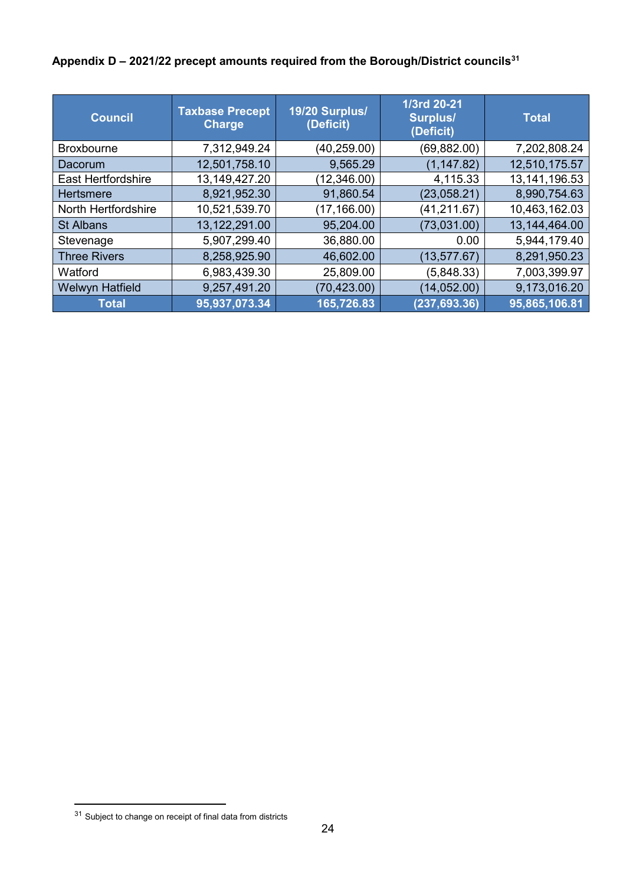**Appendix D – 2021/22 precept amounts required from the Borough/District councils[31]**

| Council | Taxbase Precept Charge | 19/20 Surplus/ (Deficit) | 1/3rd 20-21 Surplus/ (Deficit) | Total |
|---|---|---|---|---|
| Broxbourne | 7,312,949.24 | (40,259.00) | (69,882.00) | 7,202,808.24 |
| Dacorum | 12,501,758.10 | 9,565.29 | (1,147.82) | 12,510,175.57 |
| East Hertfordshire | 13,149,427.20 | (12,346.00) | 4,115.33 | 13,141,196.53 |
| Hertsmere | 8,921,952.30 | 91,860.54 | (23,058.21) | 8,990,754.63 |
| North Hertfordshire | 10,521,539.70 | (17,166.00) | (41,211.67) | 10,463,162.03 |
| St Albans | 13,122,291.00 | 95,204.00 | (73,031.00) | 13,144,464.00 |
| Stevenage | 5,907,299.40 | 36,880.00 | 0.00 | 5,944,179.40 |
| Three Rivers | 8,258,925.90 | 46,602.00 | (13,577.67) | 8,291,950.23 |
| Watford | 6,983,439.30 | 25,809.00 | (5,848.33) | 7,003,399.97 |
| Welwyn Hatfield | 9,257,491.20 | (70,423.00) | (14,052.00) | 9,173,016.20 |
| **Total** | **95,937,073.34** | **165,726.83** | **(237,693.36)** | **95,865,106.81** |

[31] Subject to change on receipt of final data from districts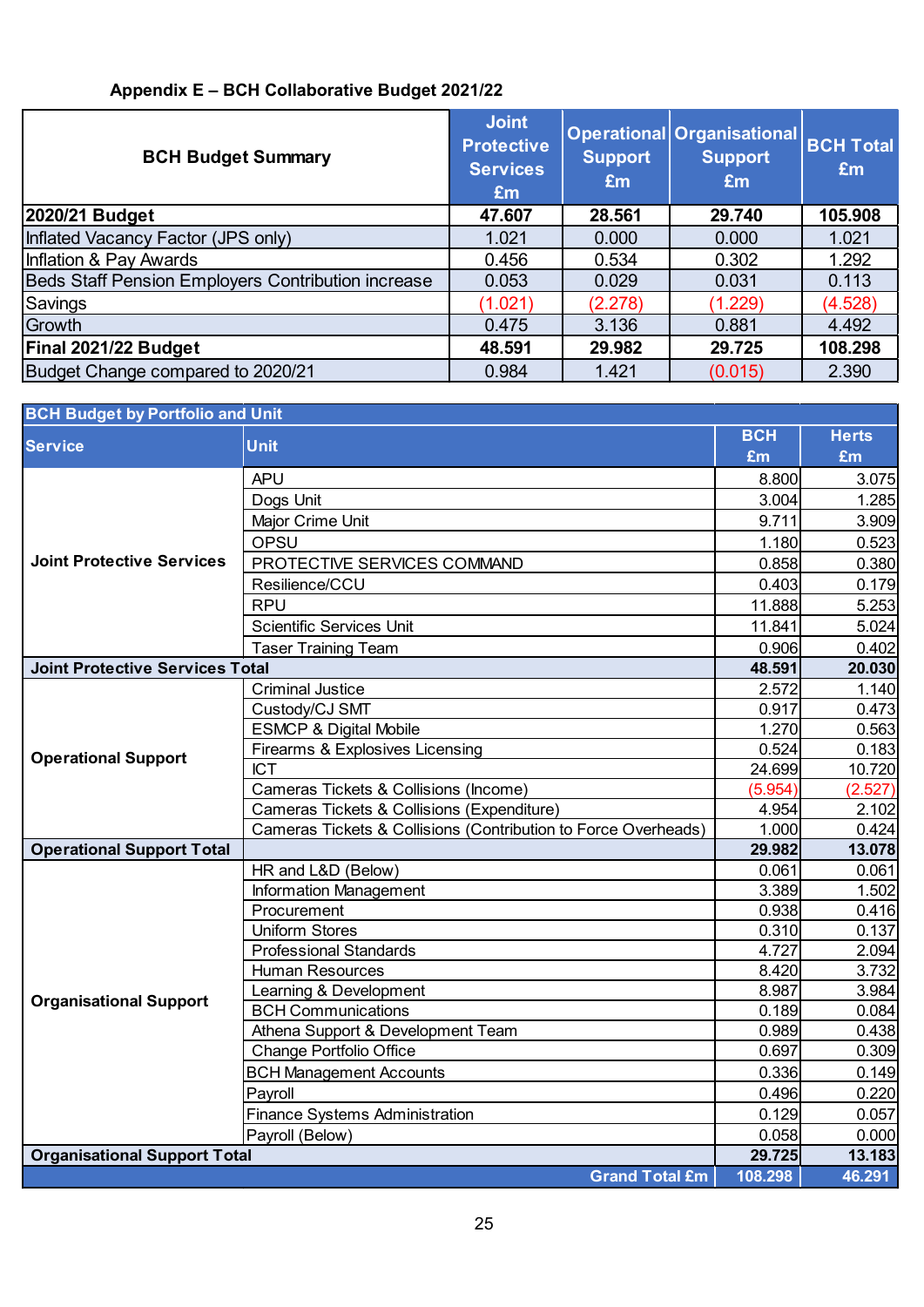### Appendix E – BCH Collaborative Budget 2021/22

| BCH Budget Summary | Joint Protective Services £m | Operational Support £m | Organisational Support £m | BCH Total £m |
|---|---|---|---|---|
| **2020/21 Budget** | **47.607** | **28.561** | **29.740** | **105.908** |
| Inflated Vacancy Factor (JPS only) | 1.021 | 0.000 | 0.000 | 1.021 |
| Inflation & Pay Awards | 0.456 | 0.534 | 0.302 | 1.292 |
| Beds Staff Pension Employers Contribution increase | 0.053 | 0.029 | 0.031 | 0.113 |
| Savings | (1.021) | (2.278) | (1.229) | (4.528) |
| Growth | 0.475 | 3.136 | 0.881 | 4.492 |
| **Final 2021/22 Budget** | **48.591** | **29.982** | **29.725** | **108.298** |
| Budget Change compared to 2020/21 | 0.984 | 1.421 | (0.015) | 2.390 |

**BCH Budget by Portfolio and Unit**

| Service | Unit | BCH £m | Herts £m |
|---|---|---|---|
| **Joint Protective Services** | APU | 8.800 | 3.075 |
| | Dogs Unit | 3.004 | 1.285 |
| | Major Crime Unit | 9.711 | 3.909 |
| | OPSU | 1.180 | 0.523 |
| | PROTECTIVE SERVICES COMMAND | 0.858 | 0.380 |
| | Resilience/CCU | 0.403 | 0.179 |
| | RPU | 11.888 | 5.253 |
| | Scientific Services Unit | 11.841 | 5.024 |
| | Taser Training Team | 0.906 | 0.402 |
| **Joint Protective Services Total** | | **48.591** | **20.030** |
| **Operational Support** | Criminal Justice | 2.572 | 1.140 |
| | Custody/CJ SMT | 0.917 | 0.473 |
| | ESMCP & Digital Mobile | 1.270 | 0.563 |
| | Firearms & Explosives Licensing | 0.524 | 0.183 |
| | ICT | 24.699 | 10.720 |
| | Cameras Tickets & Collisions (Income) | (5.954) | (2.527) |
| | Cameras Tickets & Collisions (Expenditure) | 4.954 | 2.102 |
| | Cameras Tickets & Collisions (Contribution to Force Overheads) | 1.000 | 0.424 |
| **Operational Support Total** | | **29.982** | **13.078** |
| **Organisational Support** | HR and L&D (Below) | 0.061 | 0.061 |
| | Information Management | 3.389 | 1.502 |
| | Procurement | 0.938 | 0.416 |
| | Uniform Stores | 0.310 | 0.137 |
| | Professional Standards | 4.727 | 2.094 |
| | Human Resources | 8.420 | 3.732 |
| | Learning & Development | 8.987 | 3.984 |
| | BCH Communications | 0.189 | 0.084 |
| | Athena Support & Development Team | 0.989 | 0.438 |
| | Change Portfolio Office | 0.697 | 0.309 |
| | BCH Management Accounts | 0.336 | 0.149 |
| | Payroll | 0.496 | 0.220 |
| | Finance Systems Administration | 0.129 | 0.057 |
| | Payroll (Below) | 0.058 | 0.000 |
| **Organisational Support Total** | | **29.725** | **13.183** |
| | **Grand Total £m** | **108.298** | **46.291** |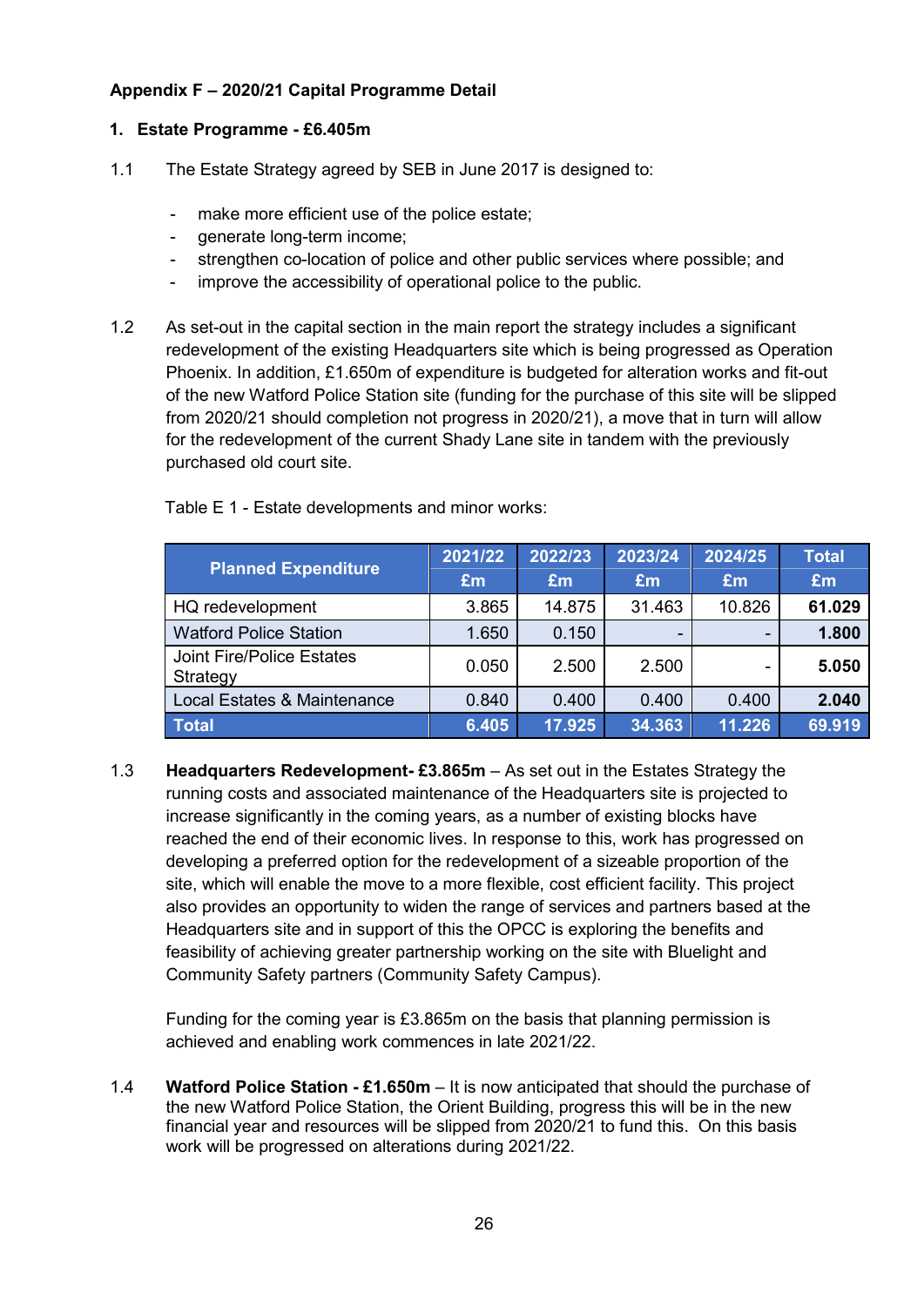**Appendix F – 2020/21 Capital Programme Detail**

**1. Estate Programme - £6.405m**

1.1 The Estate Strategy agreed by SEB in June 2017 is designed to:

- make more efficient use of the police estate;
- generate long-term income;
- strengthen co-location of police and other public services where possible; and
- improve the accessibility of operational police to the public.

1.2 As set-out in the capital section in the main report the strategy includes a significant redevelopment of the existing Headquarters site which is being progressed as Operation Phoenix. In addition, £1.650m of expenditure is budgeted for alteration works and fit-out of the new Watford Police Station site (funding for the purchase of this site will be slipped from 2020/21 should completion not progress in 2020/21), a move that in turn will allow for the redevelopment of the current Shady Lane site in tandem with the previously purchased old court site.

Table E 1 - Estate developments and minor works:

| Planned Expenditure | 2021/22 | 2022/23 | 2023/24 | 2024/25 | Total |
|---|---|---|---|---|---|
| | £m | £m | £m | £m | £m |
| HQ redevelopment | 3.865 | 14.875 | 31.463 | 10.826 | **61.029** |
| Watford Police Station | 1.650 | 0.150 | - | - | **1.800** |
| Joint Fire/Police Estates Strategy | 0.050 | 2.500 | 2.500 | - | **5.050** |
| Local Estates & Maintenance | 0.840 | 0.400 | 0.400 | 0.400 | **2.040** |
| **Total** | **6.405** | **17.925** | **34.363** | **11.226** | **69.919** |

1.3 **Headquarters Redevelopment- £3.865m** – As set out in the Estates Strategy the running costs and associated maintenance of the Headquarters site is projected to increase significantly in the coming years, as a number of existing blocks have reached the end of their economic lives. In response to this, work has progressed on developing a preferred option for the redevelopment of a sizeable proportion of the site, which will enable the move to a more flexible, cost efficient facility. This project also provides an opportunity to widen the range of services and partners based at the Headquarters site and in support of this the OPCC is exploring the benefits and feasibility of achieving greater partnership working on the site with Bluelight and Community Safety partners (Community Safety Campus).

Funding for the coming year is £3.865m on the basis that planning permission is achieved and enabling work commences in late 2021/22.

1.4 **Watford Police Station - £1.650m** – It is now anticipated that should the purchase of the new Watford Police Station, the Orient Building, progress this will be in the new financial year and resources will be slipped from 2020/21 to fund this. On this basis work will be progressed on alterations during 2021/22.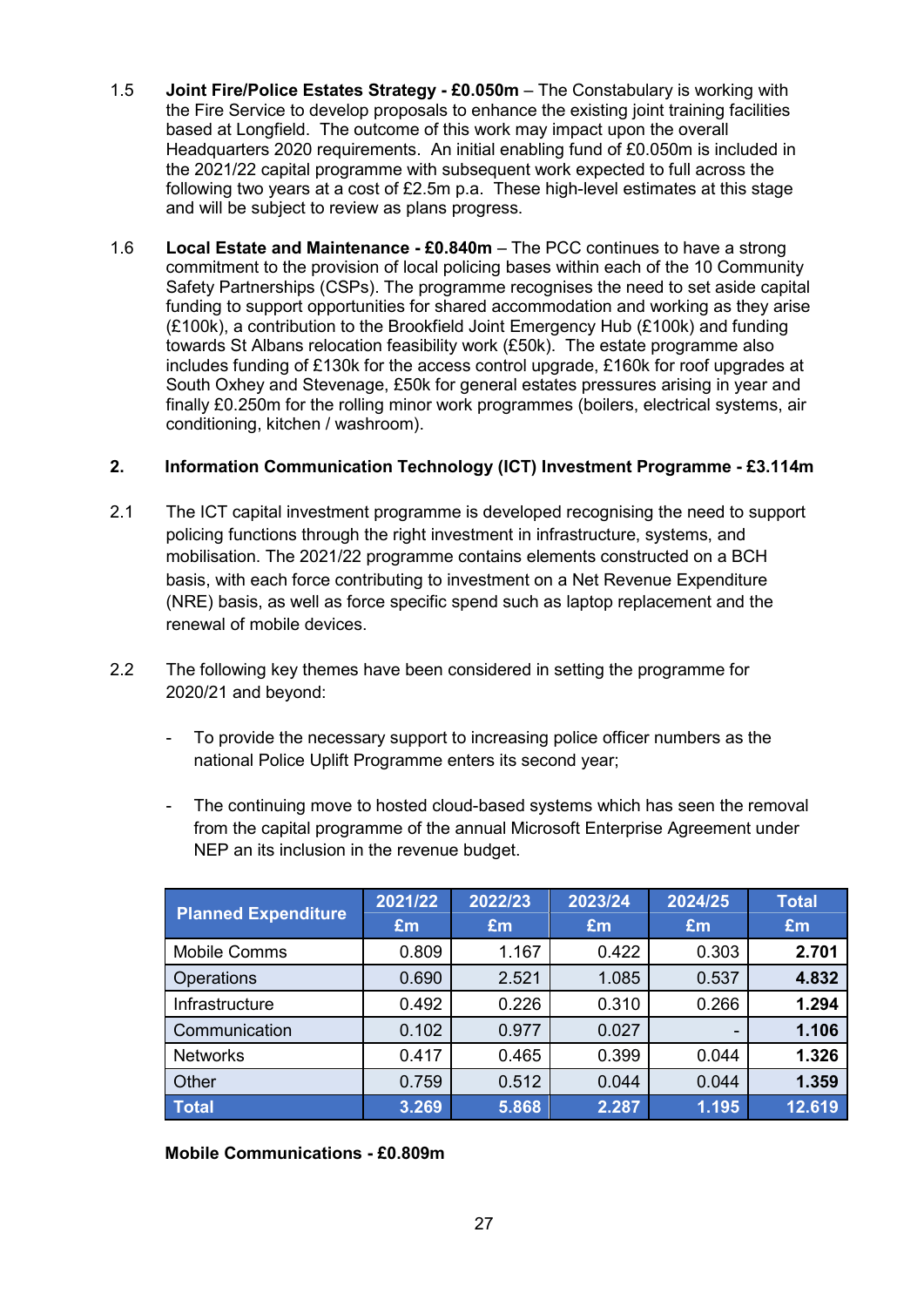1.5 **Joint Fire/Police Estates Strategy - £0.050m** – The Constabulary is working with the Fire Service to develop proposals to enhance the existing joint training facilities based at Longfield. The outcome of this work may impact upon the overall Headquarters 2020 requirements. An initial enabling fund of £0.050m is included in the 2021/22 capital programme with subsequent work expected to full across the following two years at a cost of £2.5m p.a. These high-level estimates at this stage and will be subject to review as plans progress.

1.6 **Local Estate and Maintenance - £0.840m** – The PCC continues to have a strong commitment to the provision of local policing bases within each of the 10 Community Safety Partnerships (CSPs). The programme recognises the need to set aside capital funding to support opportunities for shared accommodation and working as they arise (£100k), a contribution to the Brookfield Joint Emergency Hub (£100k) and funding towards St Albans relocation feasibility work (£50k). The estate programme also includes funding of £130k for the access control upgrade, £160k for roof upgrades at South Oxhey and Stevenage, £50k for general estates pressures arising in year and finally £0.250m for the rolling minor work programmes (boilers, electrical systems, air conditioning, kitchen / washroom).

## 2. Information Communication Technology (ICT) Investment Programme - £3.114m

2.1 The ICT capital investment programme is developed recognising the need to support policing functions through the right investment in infrastructure, systems, and mobilisation. The 2021/22 programme contains elements constructed on a BCH basis, with each force contributing to investment on a Net Revenue Expenditure (NRE) basis, as well as force specific spend such as laptop replacement and the renewal of mobile devices.

2.2 The following key themes have been considered in setting the programme for 2020/21 and beyond:

- To provide the necessary support to increasing police officer numbers as the national Police Uplift Programme enters its second year;
- The continuing move to hosted cloud-based systems which has seen the removal from the capital programme of the annual Microsoft Enterprise Agreement under NEP an its inclusion in the revenue budget.

| Planned Expenditure | 2021/22 £m | 2022/23 £m | 2023/24 £m | 2024/25 £m | Total £m |
|---|---|---|---|---|---|
| Mobile Comms | 0.809 | 1.167 | 0.422 | 0.303 | **2.701** |
| Operations | 0.690 | 2.521 | 1.085 | 0.537 | **4.832** |
| Infrastructure | 0.492 | 0.226 | 0.310 | 0.266 | **1.294** |
| Communication | 0.102 | 0.977 | 0.027 | - | **1.106** |
| Networks | 0.417 | 0.465 | 0.399 | 0.044 | **1.326** |
| Other | 0.759 | 0.512 | 0.044 | 0.044 | **1.359** |
| **Total** | **3.269** | **5.868** | **2.287** | **1.195** | **12.619** |

**Mobile Communications - £0.809m**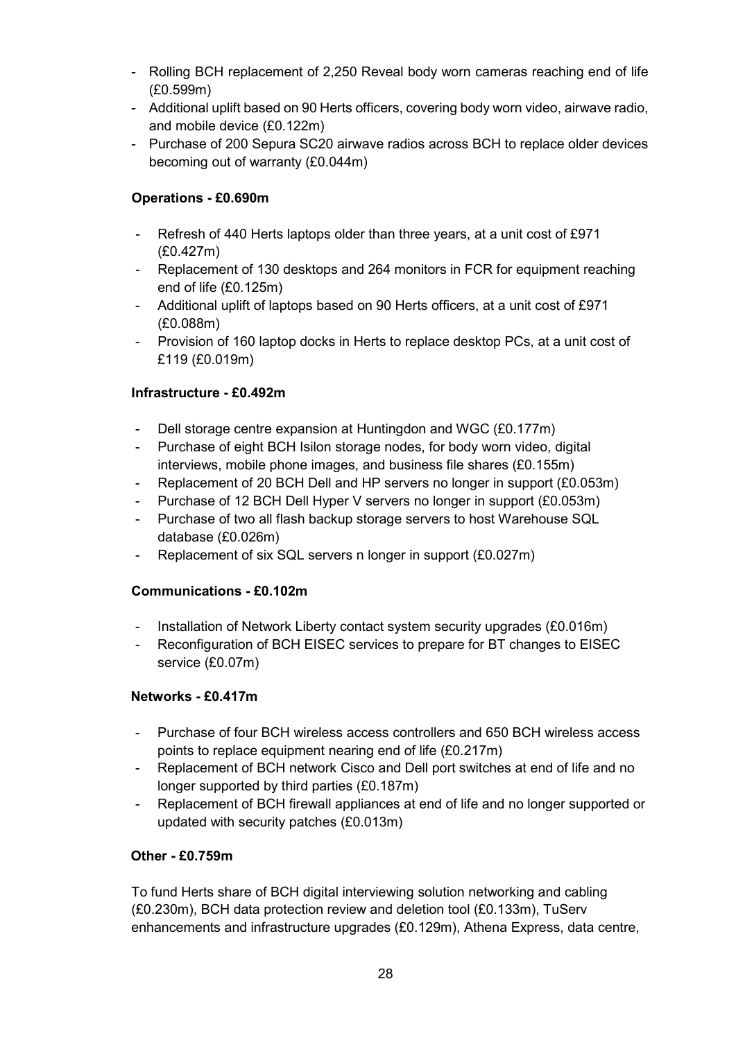- Rolling BCH replacement of 2,250 Reveal body worn cameras reaching end of life (£0.599m)
- Additional uplift based on 90 Herts officers, covering body worn video, airwave radio, and mobile device (£0.122m)
- Purchase of 200 Sepura SC20 airwave radios across BCH to replace older devices becoming out of warranty (£0.044m)

**Operations - £0.690m**

- Refresh of 440 Herts laptops older than three years, at a unit cost of £971 (£0.427m)
- Replacement of 130 desktops and 264 monitors in FCR for equipment reaching end of life (£0.125m)
- Additional uplift of laptops based on 90 Herts officers, at a unit cost of £971 (£0.088m)
- Provision of 160 laptop docks in Herts to replace desktop PCs, at a unit cost of £119 (£0.019m)

**Infrastructure - £0.492m**

- Dell storage centre expansion at Huntingdon and WGC (£0.177m)
- Purchase of eight BCH Isilon storage nodes, for body worn video, digital interviews, mobile phone images, and business file shares (£0.155m)
- Replacement of 20 BCH Dell and HP servers no longer in support (£0.053m)
- Purchase of 12 BCH Dell Hyper V servers no longer in support (£0.053m)
- Purchase of two all flash backup storage servers to host Warehouse SQL database (£0.026m)
- Replacement of six SQL servers n longer in support (£0.027m)

**Communications - £0.102m**

- Installation of Network Liberty contact system security upgrades (£0.016m)
- Reconfiguration of BCH EISEC services to prepare for BT changes to EISEC service (£0.07m)

**Networks - £0.417m**

- Purchase of four BCH wireless access controllers and 650 BCH wireless access points to replace equipment nearing end of life (£0.217m)
- Replacement of BCH network Cisco and Dell port switches at end of life and no longer supported by third parties (£0.187m)
- Replacement of BCH firewall appliances at end of life and no longer supported or updated with security patches (£0.013m)

**Other - £0.759m**

To fund Herts share of BCH digital interviewing solution networking and cabling (£0.230m), BCH data protection review and deletion tool (£0.133m), TuServ enhancements and infrastructure upgrades (£0.129m), Athena Express, data centre,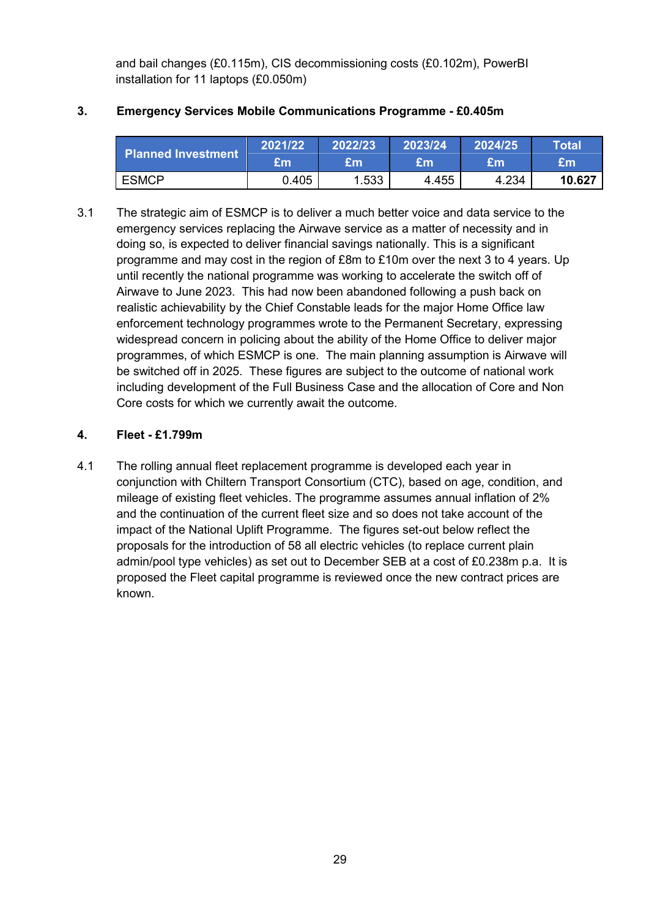and bail changes (£0.115m), CIS decommissioning costs (£0.102m), PowerBI installation for 11 laptops (£0.050m)

### 3. Emergency Services Mobile Communications Programme - £0.405m

| Planned Investment | 2021/22 | 2022/23 | 2023/24 | 2024/25 | Total |
|---|---|---|---|---|---|
| | £m | £m | £m | £m | £m |
| ESMCP | 0.405 | 1.533 | 4.455 | 4.234 | **10.627** |

3.1 The strategic aim of ESMCP is to deliver a much better voice and data service to the emergency services replacing the Airwave service as a matter of necessity and in doing so, is expected to deliver financial savings nationally. This is a significant programme and may cost in the region of £8m to £10m over the next 3 to 4 years. Up until recently the national programme was working to accelerate the switch off of Airwave to June 2023. This had now been abandoned following a push back on realistic achievability by the Chief Constable leads for the major Home Office law enforcement technology programmes wrote to the Permanent Secretary, expressing widespread concern in policing about the ability of the Home Office to deliver major programmes, of which ESMCP is one. The main planning assumption is Airwave will be switched off in 2025. These figures are subject to the outcome of national work including development of the Full Business Case and the allocation of Core and Non Core costs for which we currently await the outcome.

### 4. Fleet - £1.799m

4.1 The rolling annual fleet replacement programme is developed each year in conjunction with Chiltern Transport Consortium (CTC), based on age, condition, and mileage of existing fleet vehicles. The programme assumes annual inflation of 2% and the continuation of the current fleet size and so does not take account of the impact of the National Uplift Programme. The figures set-out below reflect the proposals for the introduction of 58 all electric vehicles (to replace current plain admin/pool type vehicles) as set out to December SEB at a cost of £0.238m p.a. It is proposed the Fleet capital programme is reviewed once the new contract prices are known.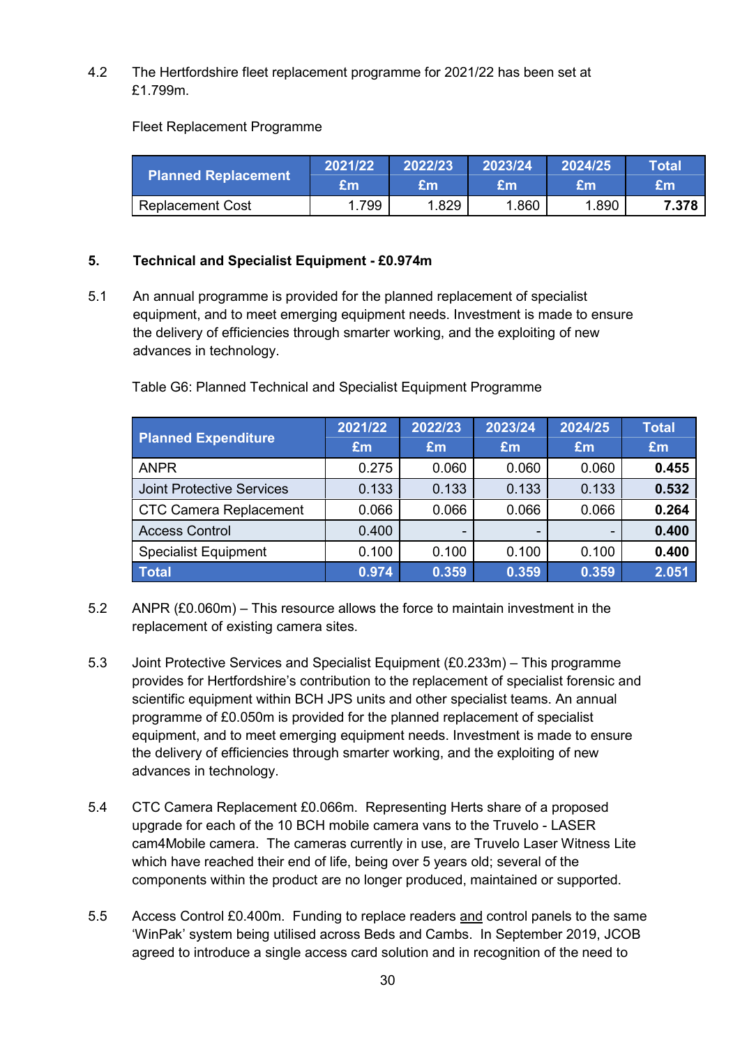4.2 The Hertfordshire fleet replacement programme for 2021/22 has been set at £1.799m.

Fleet Replacement Programme

| Planned Replacement | 2021/22 | 2022/23 | 2023/24 | 2024/25 | Total |
|---|---|---|---|---|---|
| | £m | £m | £m | £m | £m |
| Replacement Cost | 1.799 | 1.829 | 1.860 | 1.890 | **7.378** |

## 5. Technical and Specialist Equipment - £0.974m

5.1 An annual programme is provided for the planned replacement of specialist equipment, and to meet emerging equipment needs. Investment is made to ensure the delivery of efficiencies through smarter working, and the exploiting of new advances in technology.

Table G6: Planned Technical and Specialist Equipment Programme

| Planned Expenditure | 2021/22 | 2022/23 | 2023/24 | 2024/25 | Total |
|---|---|---|---|---|---|
| | £m | £m | £m | £m | £m |
| ANPR | 0.275 | 0.060 | 0.060 | 0.060 | **0.455** |
| Joint Protective Services | 0.133 | 0.133 | 0.133 | 0.133 | **0.532** |
| CTC Camera Replacement | 0.066 | 0.066 | 0.066 | 0.066 | **0.264** |
| Access Control | 0.400 | - | - | - | **0.400** |
| Specialist Equipment | 0.100 | 0.100 | 0.100 | 0.100 | **0.400** |
| **Total** | **0.974** | **0.359** | **0.359** | **0.359** | **2.051** |

5.2 ANPR (£0.060m) – This resource allows the force to maintain investment in the replacement of existing camera sites.

5.3 Joint Protective Services and Specialist Equipment (£0.233m) – This programme provides for Hertfordshire's contribution to the replacement of specialist forensic and scientific equipment within BCH JPS units and other specialist teams. An annual programme of £0.050m is provided for the planned replacement of specialist equipment, and to meet emerging equipment needs. Investment is made to ensure the delivery of efficiencies through smarter working, and the exploiting of new advances in technology.

5.4 CTC Camera Replacement £0.066m. Representing Herts share of a proposed upgrade for each of the 10 BCH mobile camera vans to the Truvelo - LASER cam4Mobile camera. The cameras currently in use, are Truvelo Laser Witness Lite which have reached their end of life, being over 5 years old; several of the components within the product are no longer produced, maintained or supported.

5.5 Access Control £0.400m. Funding to replace readers and control panels to the same 'WinPak' system being utilised across Beds and Cambs. In September 2019, JCOB agreed to introduce a single access card solution and in recognition of the need to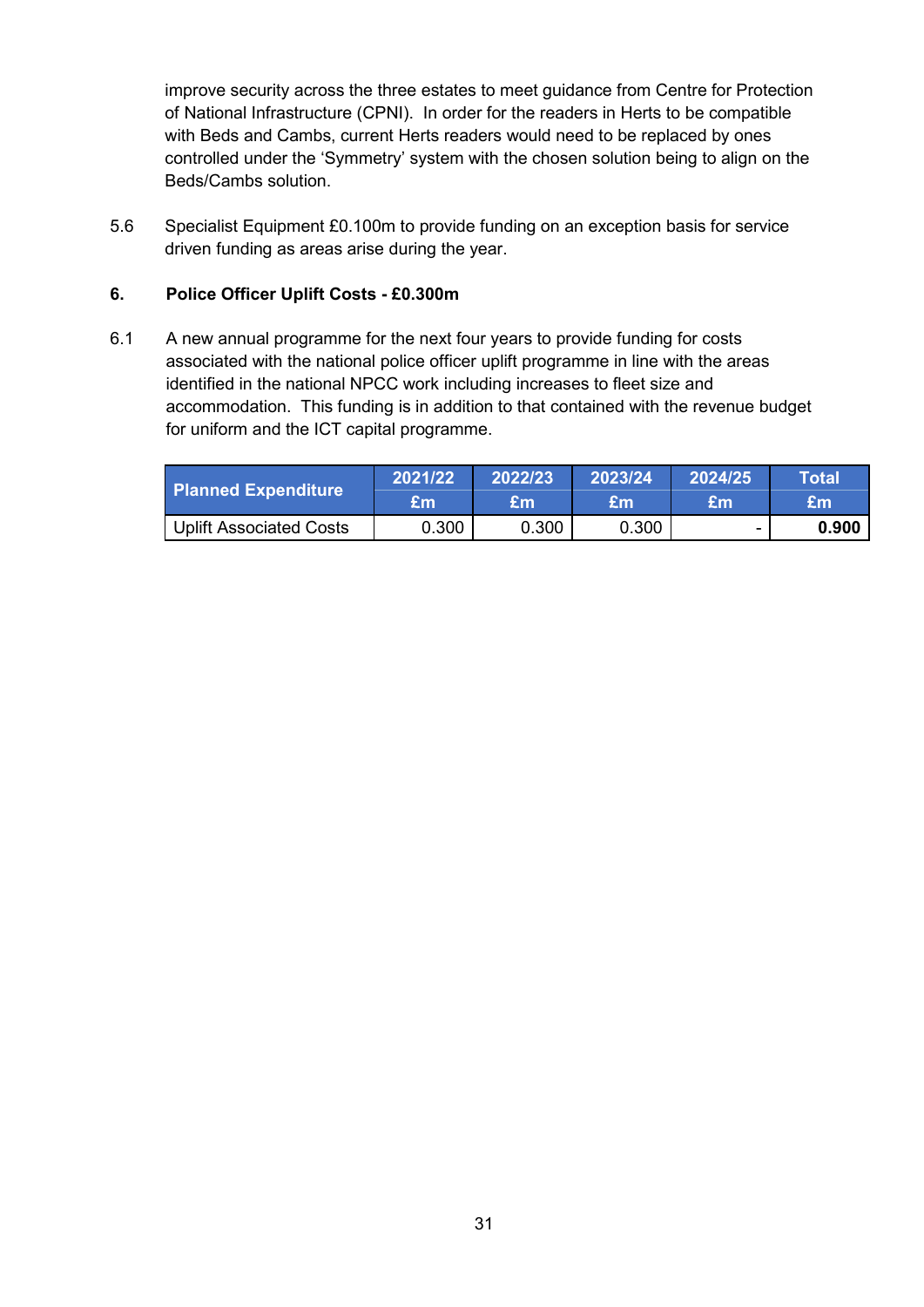improve security across the three estates to meet guidance from Centre for Protection of National Infrastructure (CPNI). In order for the readers in Herts to be compatible with Beds and Cambs, current Herts readers would need to be replaced by ones controlled under the 'Symmetry' system with the chosen solution being to align on the Beds/Cambs solution.

5.6 Specialist Equipment £0.100m to provide funding on an exception basis for service driven funding as areas arise during the year.

**6. Police Officer Uplift Costs - £0.300m**

6.1 A new annual programme for the next four years to provide funding for costs associated with the national police officer uplift programme in line with the areas identified in the national NPCC work including increases to fleet size and accommodation. This funding is in addition to that contained with the revenue budget for uniform and the ICT capital programme.

| Planned Expenditure | 2021/22 £m | 2022/23 £m | 2023/24 £m | 2024/25 £m | Total £m |
|---|---|---|---|---|---|
| Uplift Associated Costs | 0.300 | 0.300 | 0.300 | - | **0.900** |